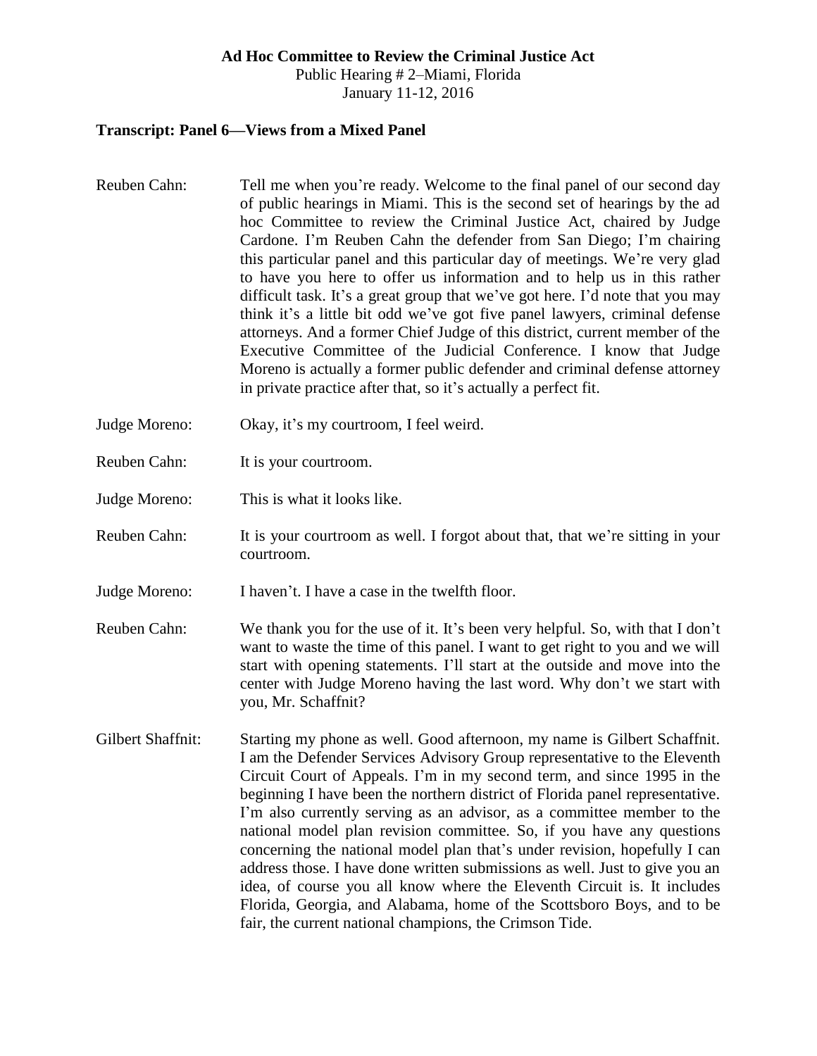**Ad Hoc Committee to Review the Criminal Justice Act**

Public Hearing # 2–Miami, Florida

January 11-12, 2016

## Transcript: Panel 6—Views from a Mixed Panel

Reuben Cahn: Tell me when you're ready. Welcome to the final panel of our second day of public hearings in Miami. This is the second set of hearings by the ad hoc Committee to review the Criminal Justice Act, chaired by Judge Cardone. I'm Reuben Cahn the defender from San Diego; I'm chairing this particular panel and this particular day of meetings. We're very glad to have you here to offer us information and to help us in this rather difficult task. It's a great group that we've got here. I'd note that you may think it's a little bit odd we've got five panel lawyers, criminal defense attorneys. And a former Chief Judge of this district, current member of the Executive Committee of the Judicial Conference. I know that Judge Moreno is actually a former public defender and criminal defense attorney in private practice after that, so it's actually a perfect fit.

Judge Moreno: Okay, it's my courtroom, I feel weird.

Reuben Cahn: It is your courtroom.

Judge Moreno: This is what it looks like.

Reuben Cahn: It is your courtroom as well. I forgot about that, that we're sitting in your courtroom.

Judge Moreno: I haven't. I have a case in the twelfth floor.

Reuben Cahn: We thank you for the use of it. It's been very helpful. So, with that I don't want to waste the time of this panel. I want to get right to you and we will start with opening statements. I'll start at the outside and move into the center with Judge Moreno having the last word. Why don't we start with you, Mr. Schaffnit?

Gilbert Shaffnit: Starting my phone as well. Good afternoon, my name is Gilbert Schaffnit. I am the Defender Services Advisory Group representative to the Eleventh Circuit Court of Appeals. I'm in my second term, and since 1995 in the beginning I have been the northern district of Florida panel representative. I'm also currently serving as an advisor, as a committee member to the national model plan revision committee. So, if you have any questions concerning the national model plan that's under revision, hopefully I can address those. I have done written submissions as well. Just to give you an idea, of course you all know where the Eleventh Circuit is. It includes Florida, Georgia, and Alabama, home of the Scottsboro Boys, and to be fair, the current national champions, the Crimson Tide.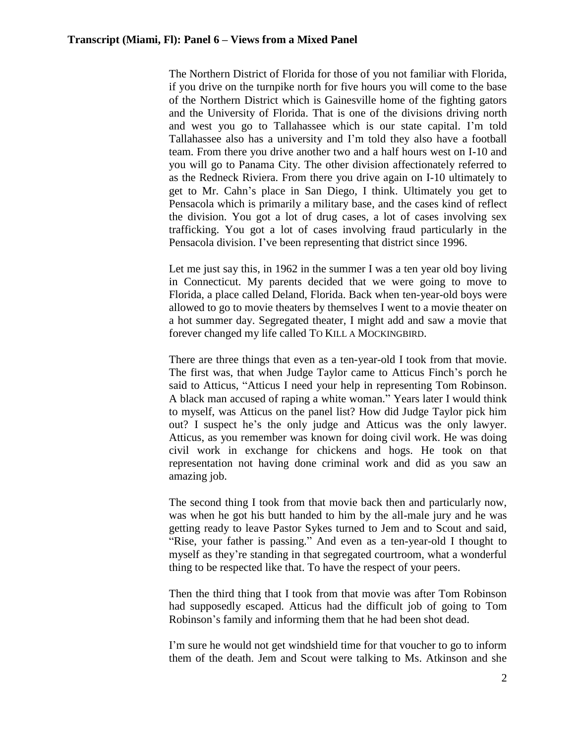The Northern District of Florida for those of you not familiar with Florida, if you drive on the turnpike north for five hours you will come to the base of the Northern District which is Gainesville home of the fighting gators and the University of Florida. That is one of the divisions driving north and west you go to Tallahassee which is our state capital. I'm told Tallahassee also has a university and I'm told they also have a football team. From there you drive another two and a half hours west on I-10 and you will go to Panama City. The other division affectionately referred to as the Redneck Riviera. From there you drive again on I-10 ultimately to get to Mr. Cahn's place in San Diego, I think. Ultimately you get to Pensacola which is primarily a military base, and the cases kind of reflect the division. You got a lot of drug cases, a lot of cases involving sex trafficking. You got a lot of cases involving fraud particularly in the Pensacola division. I've been representing that district since 1996.

Let me just say this, in 1962 in the summer I was a ten year old boy living in Connecticut. My parents decided that we were going to move to Florida, a place called Deland, Florida. Back when ten-year-old boys were allowed to go to movie theaters by themselves I went to a movie theater on a hot summer day. Segregated theater, I might add and saw a movie that forever changed my life called TO KILL A MOCKINGBIRD.

There are three things that even as a ten-year-old I took from that movie. The first was, that when Judge Taylor came to Atticus Finch's porch he said to Atticus, "Atticus I need your help in representing Tom Robinson. A black man accused of raping a white woman." Years later I would think to myself, was Atticus on the panel list? How did Judge Taylor pick him out? I suspect he's the only judge and Atticus was the only lawyer. Atticus, as you remember was known for doing civil work. He was doing civil work in exchange for chickens and hogs. He took on that representation not having done criminal work and did as you saw an amazing job.

The second thing I took from that movie back then and particularly now, was when he got his butt handed to him by the all-male jury and he was getting ready to leave Pastor Sykes turned to Jem and to Scout and said, "Rise, your father is passing." And even as a ten-year-old I thought to myself as they're standing in that segregated courtroom, what a wonderful thing to be respected like that. To have the respect of your peers.

Then the third thing that I took from that movie was after Tom Robinson had supposedly escaped. Atticus had the difficult job of going to Tom Robinson's family and informing them that he had been shot dead.

I'm sure he would not get windshield time for that voucher to go to inform them of the death. Jem and Scout were talking to Ms. Atkinson and she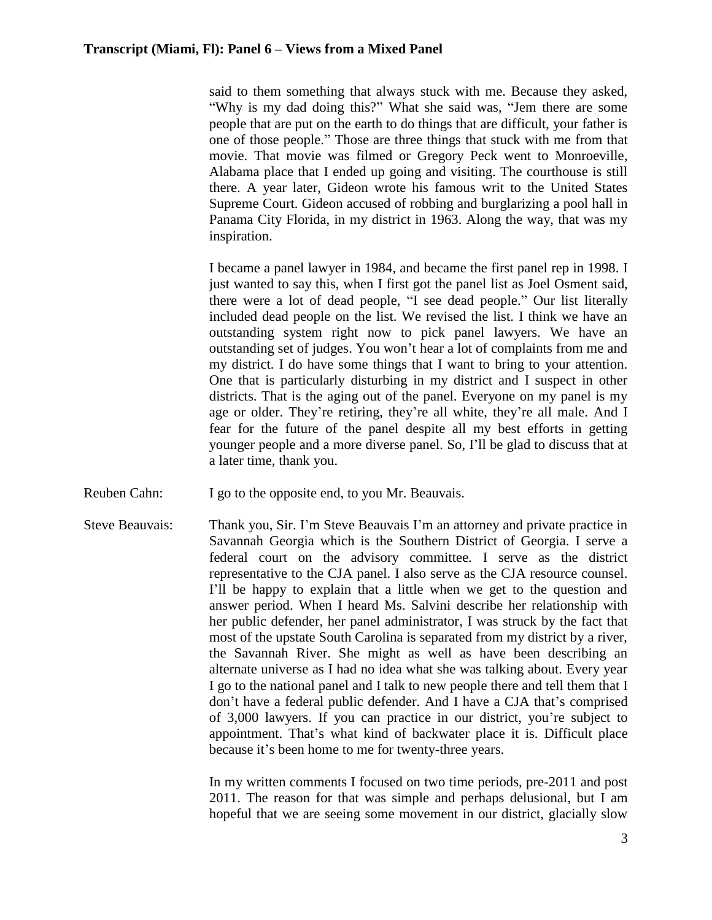said to them something that always stuck with me. Because they asked, "Why is my dad doing this?" What she said was, "Jem there are some people that are put on the earth to do things that are difficult, your father is one of those people." Those are three things that stuck with me from that movie. That movie was filmed or Gregory Peck went to Monroeville, Alabama place that I ended up going and visiting. The courthouse is still there. A year later, Gideon wrote his famous writ to the United States Supreme Court. Gideon accused of robbing and burglarizing a pool hall in Panama City Florida, in my district in 1963. Along the way, that was my inspiration.

I became a panel lawyer in 1984, and became the first panel rep in 1998. I just wanted to say this, when I first got the panel list as Joel Osment said, there were a lot of dead people, "I see dead people." Our list literally included dead people on the list. We revised the list. I think we have an outstanding system right now to pick panel lawyers. We have an outstanding set of judges. You won't hear a lot of complaints from me and my district. I do have some things that I want to bring to your attention. One that is particularly disturbing in my district and I suspect in other districts. That is the aging out of the panel. Everyone on my panel is my age or older. They're retiring, they're all white, they're all male. And I fear for the future of the panel despite all my best efforts in getting younger people and a more diverse panel. So, I'll be glad to discuss that at a later time, thank you.

Reuben Cahn: I go to the opposite end, to you Mr. Beauvais.

Steve Beauvais: Thank you, Sir. I'm Steve Beauvais I'm an attorney and private practice in Savannah Georgia which is the Southern District of Georgia. I serve a federal court on the advisory committee. I serve as the district representative to the CJA panel. I also serve as the CJA resource counsel. I'll be happy to explain that a little when we get to the question and answer period. When I heard Ms. Salvini describe her relationship with her public defender, her panel administrator, I was struck by the fact that most of the upstate South Carolina is separated from my district by a river, the Savannah River. She might as well as have been describing an alternate universe as I had no idea what she was talking about. Every year I go to the national panel and I talk to new people there and tell them that I don't have a federal public defender. And I have a CJA that's comprised of 3,000 lawyers. If you can practice in our district, you're subject to appointment. That's what kind of backwater place it is. Difficult place because it's been home to me for twenty-three years.

In my written comments I focused on two time periods, pre-2011 and post 2011. The reason for that was simple and perhaps delusional, but I am hopeful that we are seeing some movement in our district, glacially slow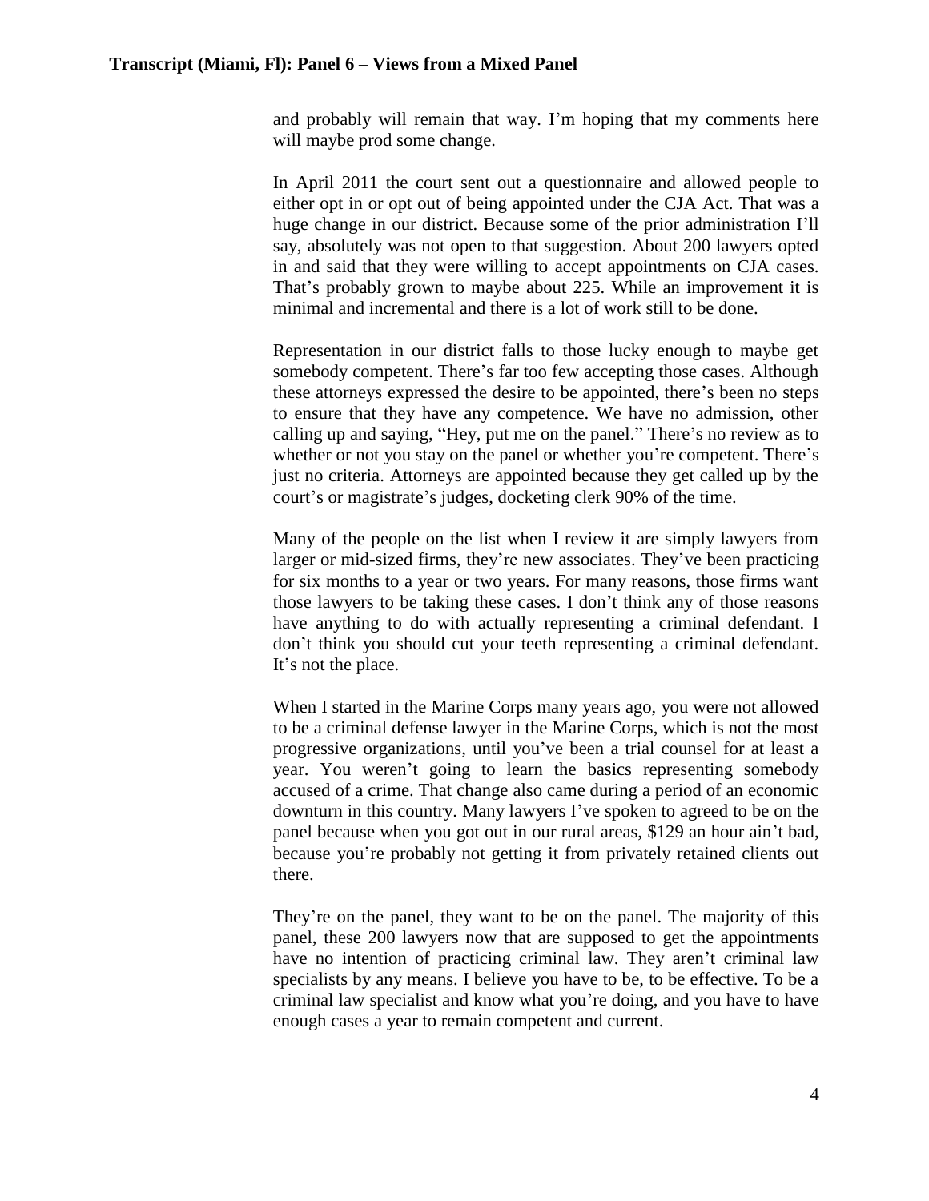and probably will remain that way. I'm hoping that my comments here will maybe prod some change.

In April 2011 the court sent out a questionnaire and allowed people to either opt in or opt out of being appointed under the CJA Act. That was a huge change in our district. Because some of the prior administration I'll say, absolutely was not open to that suggestion. About 200 lawyers opted in and said that they were willing to accept appointments on CJA cases. That's probably grown to maybe about 225. While an improvement it is minimal and incremental and there is a lot of work still to be done.

Representation in our district falls to those lucky enough to maybe get somebody competent. There's far too few accepting those cases. Although these attorneys expressed the desire to be appointed, there's been no steps to ensure that they have any competence. We have no admission, other calling up and saying, "Hey, put me on the panel." There's no review as to whether or not you stay on the panel or whether you're competent. There's just no criteria. Attorneys are appointed because they get called up by the court's or magistrate's judges, docketing clerk 90% of the time.

Many of the people on the list when I review it are simply lawyers from larger or mid-sized firms, they're new associates. They've been practicing for six months to a year or two years. For many reasons, those firms want those lawyers to be taking these cases. I don't think any of those reasons have anything to do with actually representing a criminal defendant. I don't think you should cut your teeth representing a criminal defendant. It's not the place.

When I started in the Marine Corps many years ago, you were not allowed to be a criminal defense lawyer in the Marine Corps, which is not the most progressive organizations, until you've been a trial counsel for at least a year. You weren't going to learn the basics representing somebody accused of a crime. That change also came during a period of an economic downturn in this country. Many lawyers I've spoken to agreed to be on the panel because when you got out in our rural areas, $129 an hour ain't bad, because you're probably not getting it from privately retained clients out there.

They're on the panel, they want to be on the panel. The majority of this panel, these 200 lawyers now that are supposed to get the appointments have no intention of practicing criminal law. They aren't criminal law specialists by any means. I believe you have to be, to be effective. To be a criminal law specialist and know what you're doing, and you have to have enough cases a year to remain competent and current.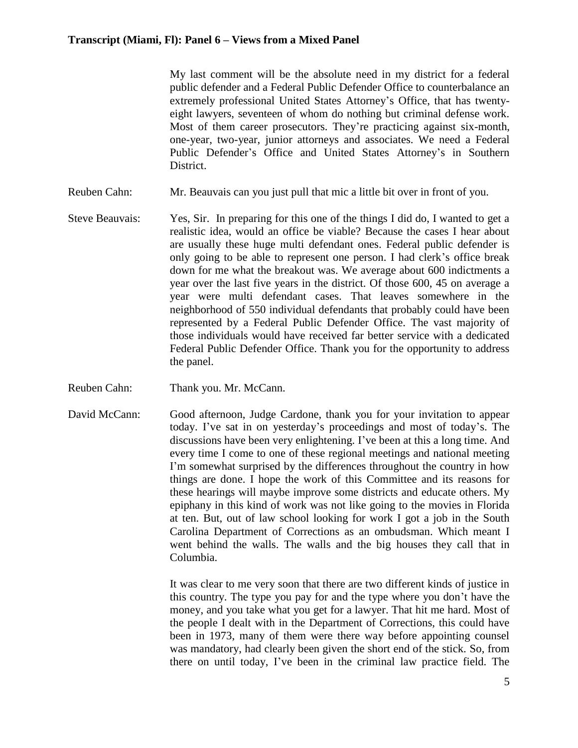My last comment will be the absolute need in my district for a federal public defender and a Federal Public Defender Office to counterbalance an extremely professional United States Attorney's Office, that has twenty-eight lawyers, seventeen of whom do nothing but criminal defense work. Most of them career prosecutors. They're practicing against six-month, one-year, two-year, junior attorneys and associates. We need a Federal Public Defender's Office and United States Attorney's in Southern District.

Reuben Cahn: Mr. Beauvais can you just pull that mic a little bit over in front of you.

Steve Beauvais: Yes, Sir. In preparing for this one of the things I did do, I wanted to get a realistic idea, would an office be viable? Because the cases I hear about are usually these huge multi defendant ones. Federal public defender is only going to be able to represent one person. I had clerk's office break down for me what the breakout was. We average about 600 indictments a year over the last five years in the district. Of those 600, 45 on average a year were multi defendant cases. That leaves somewhere in the neighborhood of 550 individual defendants that probably could have been represented by a Federal Public Defender Office. The vast majority of those individuals would have received far better service with a dedicated Federal Public Defender Office. Thank you for the opportunity to address the panel.

Reuben Cahn: Thank you. Mr. McCann.

David McCann: Good afternoon, Judge Cardone, thank you for your invitation to appear today. I've sat in on yesterday's proceedings and most of today's. The discussions have been very enlightening. I've been at this a long time. And every time I come to one of these regional meetings and national meeting I'm somewhat surprised by the differences throughout the country in how things are done. I hope the work of this Committee and its reasons for these hearings will maybe improve some districts and educate others. My epiphany in this kind of work was not like going to the movies in Florida at ten. But, out of law school looking for work I got a job in the South Carolina Department of Corrections as an ombudsman. Which meant I went behind the walls. The walls and the big houses they call that in Columbia.

It was clear to me very soon that there are two different kinds of justice in this country. The type you pay for and the type where you don't have the money, and you take what you get for a lawyer. That hit me hard. Most of the people I dealt with in the Department of Corrections, this could have been in 1973, many of them were there way before appointing counsel was mandatory, had clearly been given the short end of the stick. So, from there on until today, I've been in the criminal law practice field. The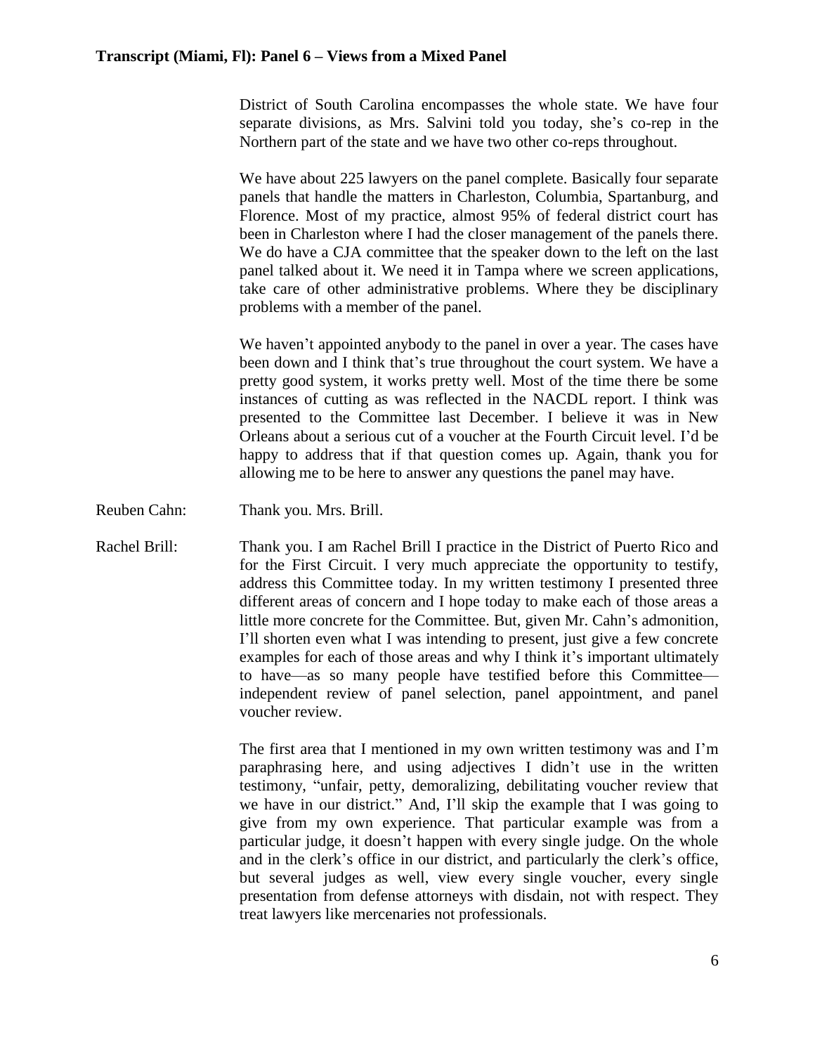District of South Carolina encompasses the whole state. We have four separate divisions, as Mrs. Salvini told you today, she's co-rep in the Northern part of the state and we have two other co-reps throughout.

We have about 225 lawyers on the panel complete. Basically four separate panels that handle the matters in Charleston, Columbia, Spartanburg, and Florence. Most of my practice, almost 95% of federal district court has been in Charleston where I had the closer management of the panels there. We do have a CJA committee that the speaker down to the left on the last panel talked about it. We need it in Tampa where we screen applications, take care of other administrative problems. Where they be disciplinary problems with a member of the panel.

We haven't appointed anybody to the panel in over a year. The cases have been down and I think that's true throughout the court system. We have a pretty good system, it works pretty well. Most of the time there be some instances of cutting as was reflected in the NACDL report. I think was presented to the Committee last December. I believe it was in New Orleans about a serious cut of a voucher at the Fourth Circuit level. I'd be happy to address that if that question comes up. Again, thank you for allowing me to be here to answer any questions the panel may have.

Reuben Cahn: Thank you. Mrs. Brill.

Rachel Brill: Thank you. I am Rachel Brill I practice in the District of Puerto Rico and for the First Circuit. I very much appreciate the opportunity to testify, address this Committee today. In my written testimony I presented three different areas of concern and I hope today to make each of those areas a little more concrete for the Committee. But, given Mr. Cahn's admonition, I'll shorten even what I was intending to present, just give a few concrete examples for each of those areas and why I think it's important ultimately to have—as so many people have testified before this Committee—independent review of panel selection, panel appointment, and panel voucher review.

The first area that I mentioned in my own written testimony was and I'm paraphrasing here, and using adjectives I didn't use in the written testimony, "unfair, petty, demoralizing, debilitating voucher review that we have in our district." And, I'll skip the example that I was going to give from my own experience. That particular example was from a particular judge, it doesn't happen with every single judge. On the whole and in the clerk's office in our district, and particularly the clerk's office, but several judges as well, view every single voucher, every single presentation from defense attorneys with disdain, not with respect. They treat lawyers like mercenaries not professionals.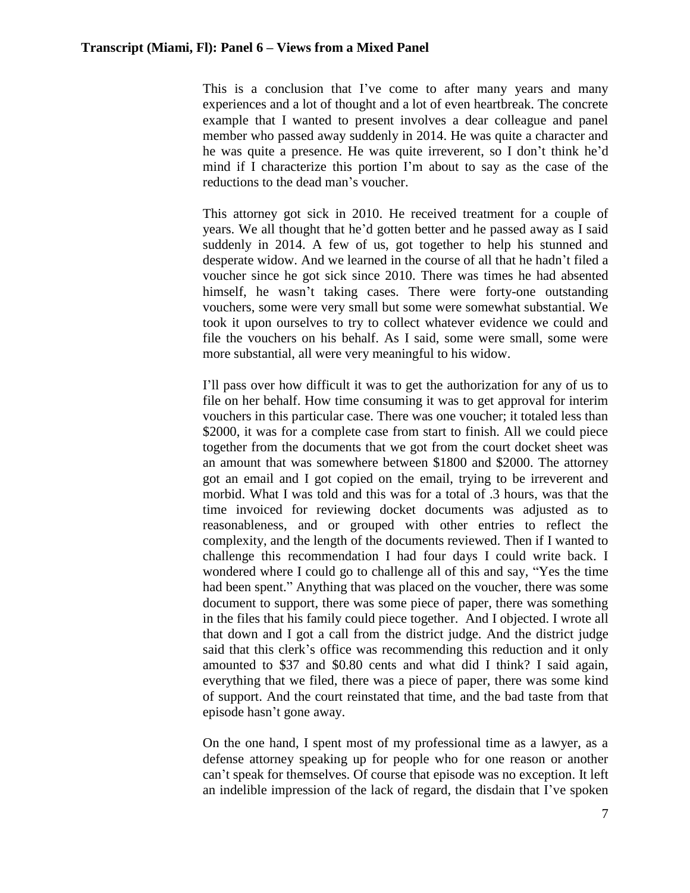This is a conclusion that I've come to after many years and many experiences and a lot of thought and a lot of even heartbreak. The concrete example that I wanted to present involves a dear colleague and panel member who passed away suddenly in 2014. He was quite a character and he was quite a presence. He was quite irreverent, so I don't think he'd mind if I characterize this portion I'm about to say as the case of the reductions to the dead man's voucher.

This attorney got sick in 2010. He received treatment for a couple of years. We all thought that he'd gotten better and he passed away as I said suddenly in 2014. A few of us, got together to help his stunned and desperate widow. And we learned in the course of all that he hadn't filed a voucher since he got sick since 2010. There was times he had absented himself, he wasn't taking cases. There were forty-one outstanding vouchers, some were very small but some were somewhat substantial. We took it upon ourselves to try to collect whatever evidence we could and file the vouchers on his behalf. As I said, some were small, some were more substantial, all were very meaningful to his widow.

I'll pass over how difficult it was to get the authorization for any of us to file on her behalf. How time consuming it was to get approval for interim vouchers in this particular case. There was one voucher; it totaled less than \$2000, it was for a complete case from start to finish. All we could piece together from the documents that we got from the court docket sheet was an amount that was somewhere between \$1800 and \$2000. The attorney got an email and I got copied on the email, trying to be irreverent and morbid. What I was told and this was for a total of .3 hours, was that the time invoiced for reviewing docket documents was adjusted as to reasonableness, and or grouped with other entries to reflect the complexity, and the length of the documents reviewed. Then if I wanted to challenge this recommendation I had four days I could write back. I wondered where I could go to challenge all of this and say, "Yes the time had been spent." Anything that was placed on the voucher, there was some document to support, there was some piece of paper, there was something in the files that his family could piece together. And I objected. I wrote all that down and I got a call from the district judge. And the district judge said that this clerk's office was recommending this reduction and it only amounted to \$37 and \$0.80 cents and what did I think? I said again, everything that we filed, there was a piece of paper, there was some kind of support. And the court reinstated that time, and the bad taste from that episode hasn't gone away.

On the one hand, I spent most of my professional time as a lawyer, as a defense attorney speaking up for people who for one reason or another can't speak for themselves. Of course that episode was no exception. It left an indelible impression of the lack of regard, the disdain that I've spoken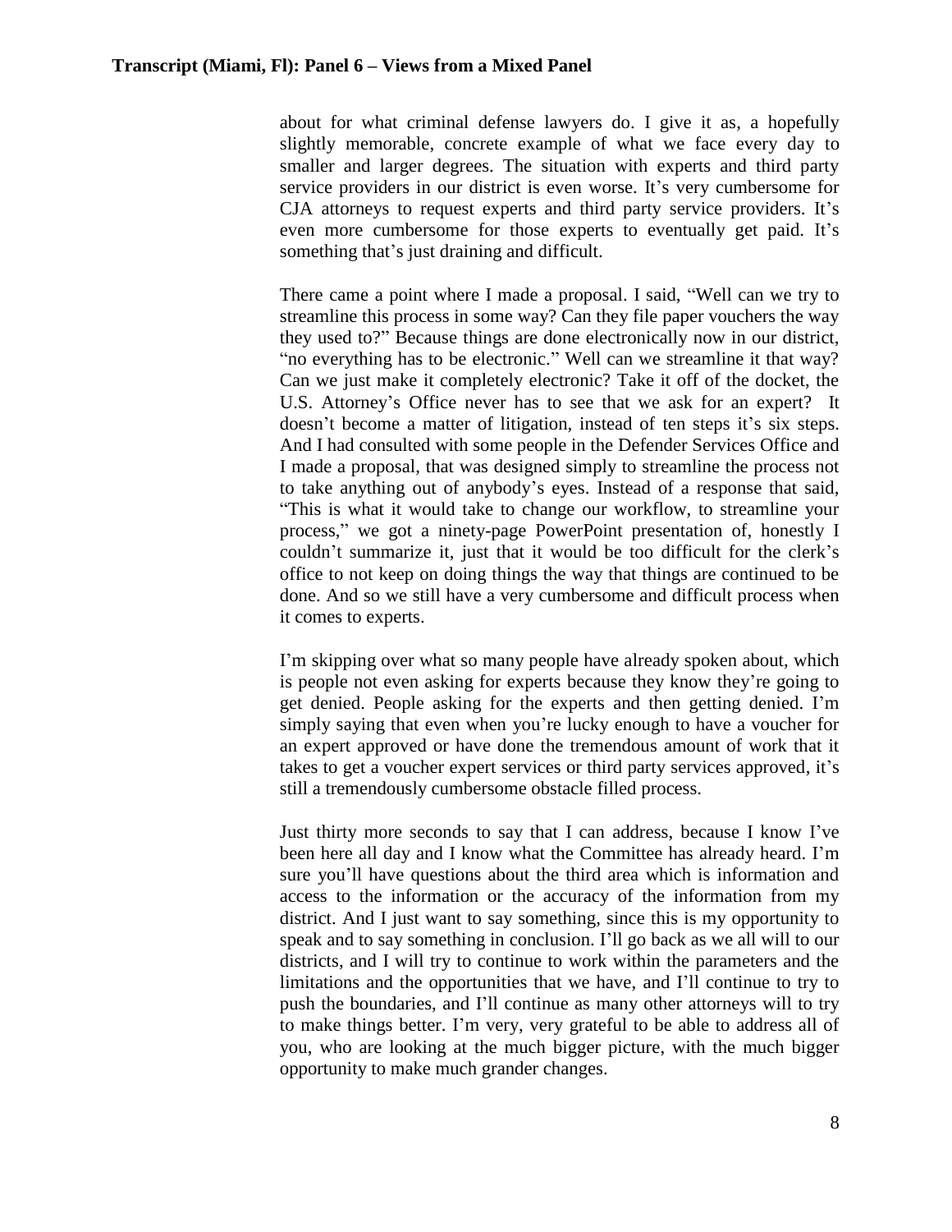about for what criminal defense lawyers do. I give it as, a hopefully slightly memorable, concrete example of what we face every day to smaller and larger degrees. The situation with experts and third party service providers in our district is even worse. It's very cumbersome for CJA attorneys to request experts and third party service providers. It's even more cumbersome for those experts to eventually get paid. It's something that's just draining and difficult.

There came a point where I made a proposal. I said, "Well can we try to streamline this process in some way? Can they file paper vouchers the way they used to?" Because things are done electronically now in our district, "no everything has to be electronic." Well can we streamline it that way? Can we just make it completely electronic? Take it off of the docket, the U.S. Attorney's Office never has to see that we ask for an expert? It doesn't become a matter of litigation, instead of ten steps it's six steps. And I had consulted with some people in the Defender Services Office and I made a proposal, that was designed simply to streamline the process not to take anything out of anybody's eyes. Instead of a response that said, "This is what it would take to change our workflow, to streamline your process," we got a ninety-page PowerPoint presentation of, honestly I couldn't summarize it, just that it would be too difficult for the clerk's office to not keep on doing things the way that things are continued to be done. And so we still have a very cumbersome and difficult process when it comes to experts.

I'm skipping over what so many people have already spoken about, which is people not even asking for experts because they know they're going to get denied. People asking for the experts and then getting denied. I'm simply saying that even when you're lucky enough to have a voucher for an expert approved or have done the tremendous amount of work that it takes to get a voucher expert services or third party services approved, it's still a tremendously cumbersome obstacle filled process.

Just thirty more seconds to say that I can address, because I know I've been here all day and I know what the Committee has already heard. I'm sure you'll have questions about the third area which is information and access to the information or the accuracy of the information from my district. And I just want to say something, since this is my opportunity to speak and to say something in conclusion. I'll go back as we all will to our districts, and I will try to continue to work within the parameters and the limitations and the opportunities that we have, and I'll continue to try to push the boundaries, and I'll continue as many other attorneys will to try to make things better. I'm very, very grateful to be able to address all of you, who are looking at the much bigger picture, with the much bigger opportunity to make much grander changes.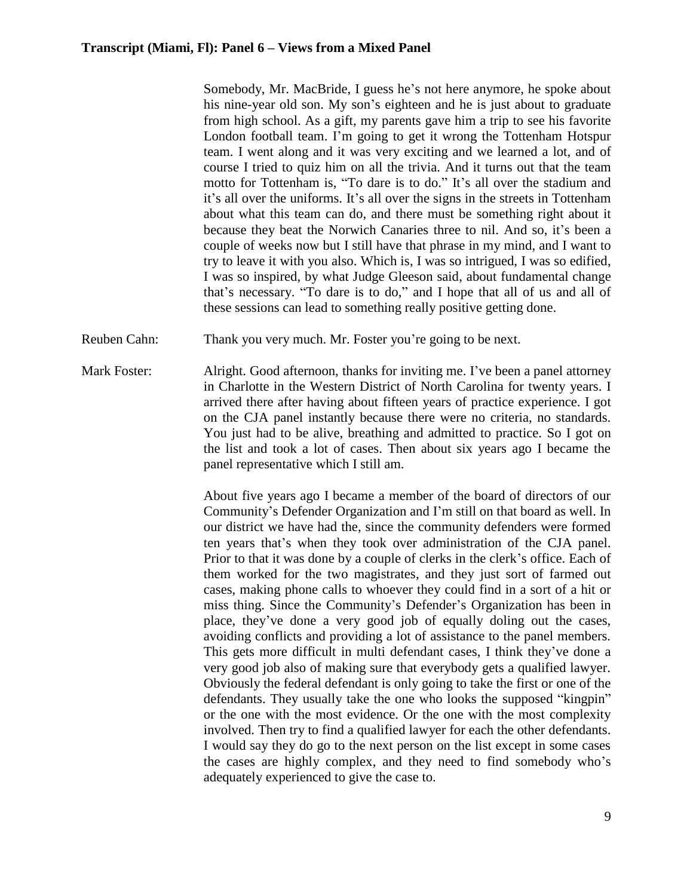Somebody, Mr. MacBride, I guess he's not here anymore, he spoke about his nine-year old son. My son's eighteen and he is just about to graduate from high school. As a gift, my parents gave him a trip to see his favorite London football team. I'm going to get it wrong the Tottenham Hotspur team. I went along and it was very exciting and we learned a lot, and of course I tried to quiz him on all the trivia. And it turns out that the team motto for Tottenham is, "To dare is to do." It's all over the stadium and it's all over the uniforms. It's all over the signs in the streets in Tottenham about what this team can do, and there must be something right about it because they beat the Norwich Canaries three to nil. And so, it's been a couple of weeks now but I still have that phrase in my mind, and I want to try to leave it with you also. Which is, I was so intrigued, I was so edified, I was so inspired, by what Judge Gleeson said, about fundamental change that's necessary. "To dare is to do," and I hope that all of us and all of these sessions can lead to something really positive getting done.

Reuben Cahn: Thank you very much. Mr. Foster you're going to be next.

Mark Foster: Alright. Good afternoon, thanks for inviting me. I've been a panel attorney in Charlotte in the Western District of North Carolina for twenty years. I arrived there after having about fifteen years of practice experience. I got on the CJA panel instantly because there were no criteria, no standards. You just had to be alive, breathing and admitted to practice. So I got on the list and took a lot of cases. Then about six years ago I became the panel representative which I still am.

About five years ago I became a member of the board of directors of our Community's Defender Organization and I'm still on that board as well. In our district we have had the, since the community defenders were formed ten years that's when they took over administration of the CJA panel. Prior to that it was done by a couple of clerks in the clerk's office. Each of them worked for the two magistrates, and they just sort of farmed out cases, making phone calls to whoever they could find in a sort of a hit or miss thing. Since the Community's Defender's Organization has been in place, they've done a very good job of equally doling out the cases, avoiding conflicts and providing a lot of assistance to the panel members. This gets more difficult in multi defendant cases, I think they've done a very good job also of making sure that everybody gets a qualified lawyer. Obviously the federal defendant is only going to take the first or one of the defendants. They usually take the one who looks the supposed "kingpin" or the one with the most evidence. Or the one with the most complexity involved. Then try to find a qualified lawyer for each the other defendants. I would say they do go to the next person on the list except in some cases the cases are highly complex, and they need to find somebody who's adequately experienced to give the case to.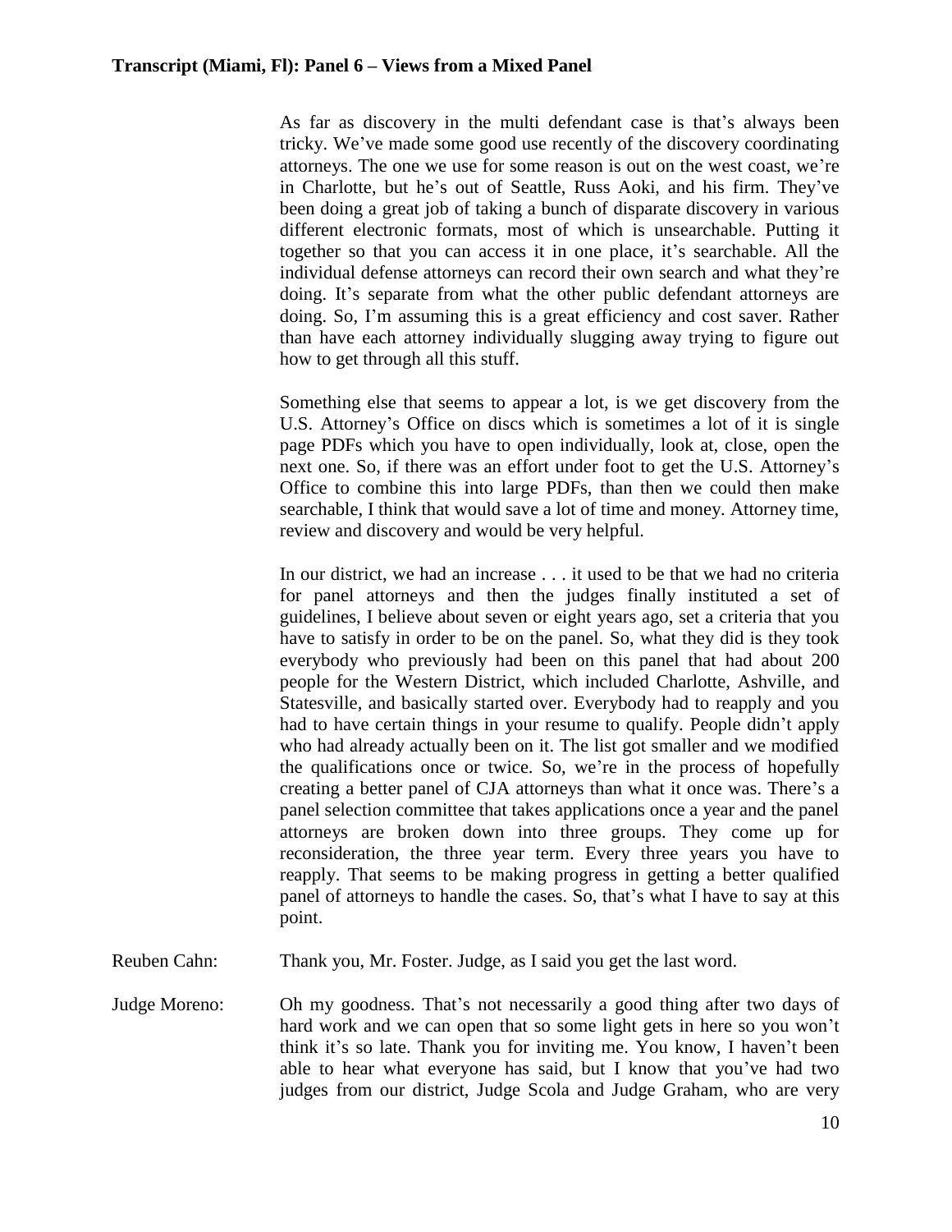As far as discovery in the multi defendant case is that's always been tricky. We've made some good use recently of the discovery coordinating attorneys. The one we use for some reason is out on the west coast, we're in Charlotte, but he's out of Seattle, Russ Aoki, and his firm. They've been doing a great job of taking a bunch of disparate discovery in various different electronic formats, most of which is unsearchable. Putting it together so that you can access it in one place, it's searchable. All the individual defense attorneys can record their own search and what they're doing. It's separate from what the other public defendant attorneys are doing. So, I'm assuming this is a great efficiency and cost saver. Rather than have each attorney individually slugging away trying to figure out how to get through all this stuff.

Something else that seems to appear a lot, is we get discovery from the U.S. Attorney's Office on discs which is sometimes a lot of it is single page PDFs which you have to open individually, look at, close, open the next one. So, if there was an effort under foot to get the U.S. Attorney's Office to combine this into large PDFs, than then we could then make searchable, I think that would save a lot of time and money. Attorney time, review and discovery and would be very helpful.

In our district, we had an increase . . . it used to be that we had no criteria for panel attorneys and then the judges finally instituted a set of guidelines, I believe about seven or eight years ago, set a criteria that you have to satisfy in order to be on the panel. So, what they did is they took everybody who previously had been on this panel that had about 200 people for the Western District, which included Charlotte, Ashville, and Statesville, and basically started over. Everybody had to reapply and you had to have certain things in your resume to qualify. People didn't apply who had already actually been on it. The list got smaller and we modified the qualifications once or twice. So, we're in the process of hopefully creating a better panel of CJA attorneys than what it once was. There's a panel selection committee that takes applications once a year and the panel attorneys are broken down into three groups. They come up for reconsideration, the three year term. Every three years you have to reapply. That seems to be making progress in getting a better qualified panel of attorneys to handle the cases. So, that's what I have to say at this point.

Reuben Cahn: Thank you, Mr. Foster. Judge, as I said you get the last word.

Judge Moreno: Oh my goodness. That's not necessarily a good thing after two days of hard work and we can open that so some light gets in here so you won't think it's so late. Thank you for inviting me. You know, I haven't been able to hear what everyone has said, but I know that you've had two judges from our district, Judge Scola and Judge Graham, who are very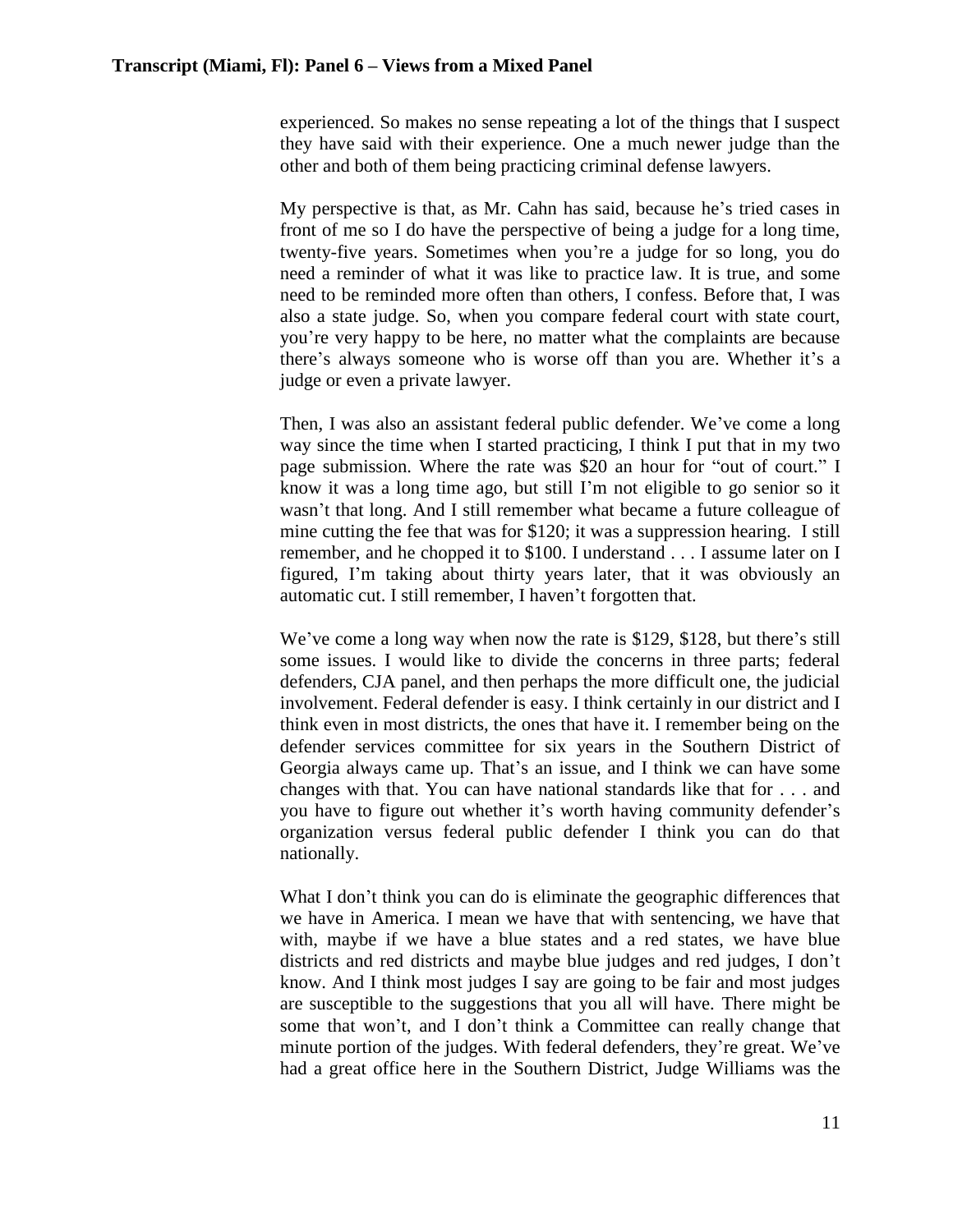experienced. So makes no sense repeating a lot of the things that I suspect they have said with their experience. One a much newer judge than the other and both of them being practicing criminal defense lawyers.

My perspective is that, as Mr. Cahn has said, because he's tried cases in front of me so I do have the perspective of being a judge for a long time, twenty-five years. Sometimes when you're a judge for so long, you do need a reminder of what it was like to practice law. It is true, and some need to be reminded more often than others, I confess. Before that, I was also a state judge. So, when you compare federal court with state court, you're very happy to be here, no matter what the complaints are because there's always someone who is worse off than you are. Whether it's a judge or even a private lawyer.

Then, I was also an assistant federal public defender. We've come a long way since the time when I started practicing, I think I put that in my two page submission. Where the rate was $20 an hour for "out of court." I know it was a long time ago, but still I'm not eligible to go senior so it wasn't that long. And I still remember what became a future colleague of mine cutting the fee that was for $120; it was a suppression hearing. I still remember, and he chopped it to $100. I understand . . . I assume later on I figured, I'm taking about thirty years later, that it was obviously an automatic cut. I still remember, I haven't forgotten that.

We've come a long way when now the rate is $129, $128, but there's still some issues. I would like to divide the concerns in three parts; federal defenders, CJA panel, and then perhaps the more difficult one, the judicial involvement. Federal defender is easy. I think certainly in our district and I think even in most districts, the ones that have it. I remember being on the defender services committee for six years in the Southern District of Georgia always came up. That's an issue, and I think we can have some changes with that. You can have national standards like that for . . . and you have to figure out whether it's worth having community defender's organization versus federal public defender I think you can do that nationally.

What I don't think you can do is eliminate the geographic differences that we have in America. I mean we have that with sentencing, we have that with, maybe if we have a blue states and a red states, we have blue districts and red districts and maybe blue judges and red judges, I don't know. And I think most judges I say are going to be fair and most judges are susceptible to the suggestions that you all will have. There might be some that won't, and I don't think a Committee can really change that minute portion of the judges. With federal defenders, they're great. We've had a great office here in the Southern District, Judge Williams was the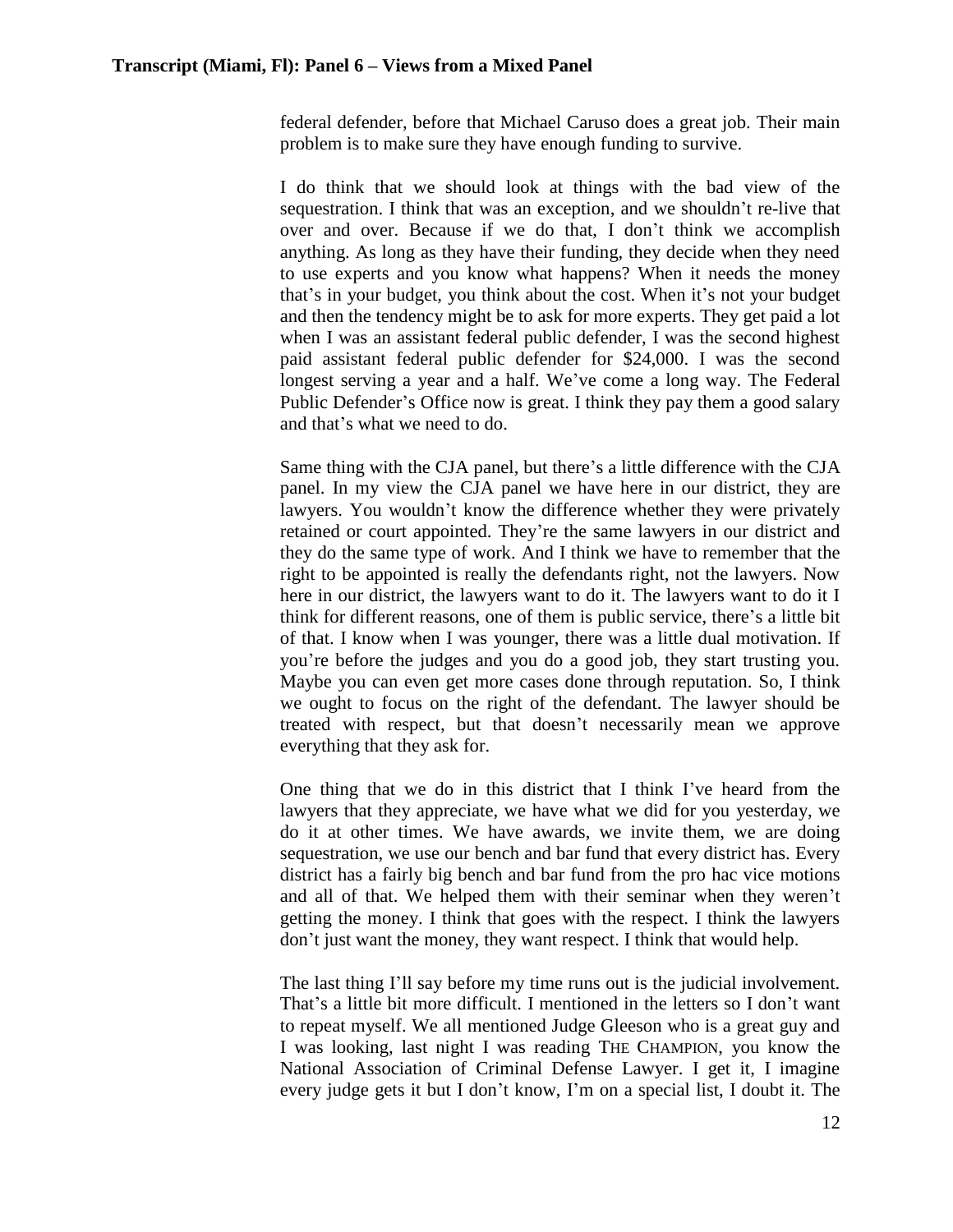federal defender, before that Michael Caruso does a great job. Their main problem is to make sure they have enough funding to survive.

I do think that we should look at things with the bad view of the sequestration. I think that was an exception, and we shouldn't re-live that over and over. Because if we do that, I don't think we accomplish anything. As long as they have their funding, they decide when they need to use experts and you know what happens? When it needs the money that's in your budget, you think about the cost. When it's not your budget and then the tendency might be to ask for more experts. They get paid a lot when I was an assistant federal public defender, I was the second highest paid assistant federal public defender for $24,000. I was the second longest serving a year and a half. We've come a long way. The Federal Public Defender's Office now is great. I think they pay them a good salary and that's what we need to do.

Same thing with the CJA panel, but there's a little difference with the CJA panel. In my view the CJA panel we have here in our district, they are lawyers. You wouldn't know the difference whether they were privately retained or court appointed. They're the same lawyers in our district and they do the same type of work. And I think we have to remember that the right to be appointed is really the defendants right, not the lawyers. Now here in our district, the lawyers want to do it. The lawyers want to do it I think for different reasons, one of them is public service, there's a little bit of that. I know when I was younger, there was a little dual motivation. If you're before the judges and you do a good job, they start trusting you. Maybe you can even get more cases done through reputation. So, I think we ought to focus on the right of the defendant. The lawyer should be treated with respect, but that doesn't necessarily mean we approve everything that they ask for.

One thing that we do in this district that I think I've heard from the lawyers that they appreciate, we have what we did for you yesterday, we do it at other times. We have awards, we invite them, we are doing sequestration, we use our bench and bar fund that every district has. Every district has a fairly big bench and bar fund from the pro hac vice motions and all of that. We helped them with their seminar when they weren't getting the money. I think that goes with the respect. I think the lawyers don't just want the money, they want respect. I think that would help.

The last thing I'll say before my time runs out is the judicial involvement. That's a little bit more difficult. I mentioned in the letters so I don't want to repeat myself. We all mentioned Judge Gleeson who is a great guy and I was looking, last night I was reading THE CHAMPION, you know the National Association of Criminal Defense Lawyer. I get it, I imagine every judge gets it but I don't know, I'm on a special list, I doubt it. The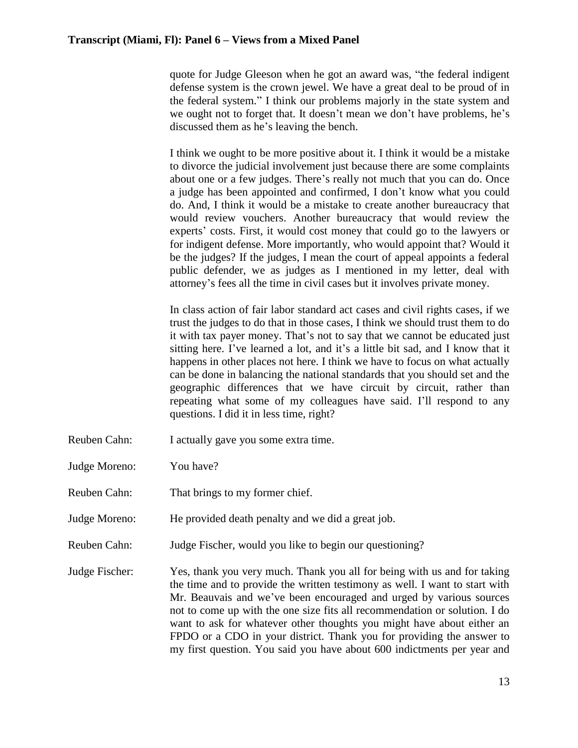quote for Judge Gleeson when he got an award was, "the federal indigent defense system is the crown jewel. We have a great deal to be proud of in the federal system." I think our problems majorly in the state system and we ought not to forget that. It doesn't mean we don't have problems, he's discussed them as he's leaving the bench.

I think we ought to be more positive about it. I think it would be a mistake to divorce the judicial involvement just because there are some complaints about one or a few judges. There's really not much that you can do. Once a judge has been appointed and confirmed, I don't know what you could do. And, I think it would be a mistake to create another bureaucracy that would review vouchers. Another bureaucracy that would review the experts' costs. First, it would cost money that could go to the lawyers or for indigent defense. More importantly, who would appoint that? Would it be the judges? If the judges, I mean the court of appeal appoints a federal public defender, we as judges as I mentioned in my letter, deal with attorney's fees all the time in civil cases but it involves private money.

In class action of fair labor standard act cases and civil rights cases, if we trust the judges to do that in those cases, I think we should trust them to do it with tax payer money. That's not to say that we cannot be educated just sitting here. I've learned a lot, and it's a little bit sad, and I know that it happens in other places not here. I think we have to focus on what actually can be done in balancing the national standards that you should set and the geographic differences that we have circuit by circuit, rather than repeating what some of my colleagues have said. I'll respond to any questions. I did it in less time, right?

Reuben Cahn: I actually gave you some extra time.

Judge Moreno: You have?

Reuben Cahn: That brings to my former chief.

Judge Moreno: He provided death penalty and we did a great job.

Reuben Cahn: Judge Fischer, would you like to begin our questioning?

Judge Fischer: Yes, thank you very much. Thank you all for being with us and for taking the time and to provide the written testimony as well. I want to start with Mr. Beauvais and we've been encouraged and urged by various sources not to come up with the one size fits all recommendation or solution. I do want to ask for whatever other thoughts you might have about either an FPDO or a CDO in your district. Thank you for providing the answer to my first question. You said you have about 600 indictments per year and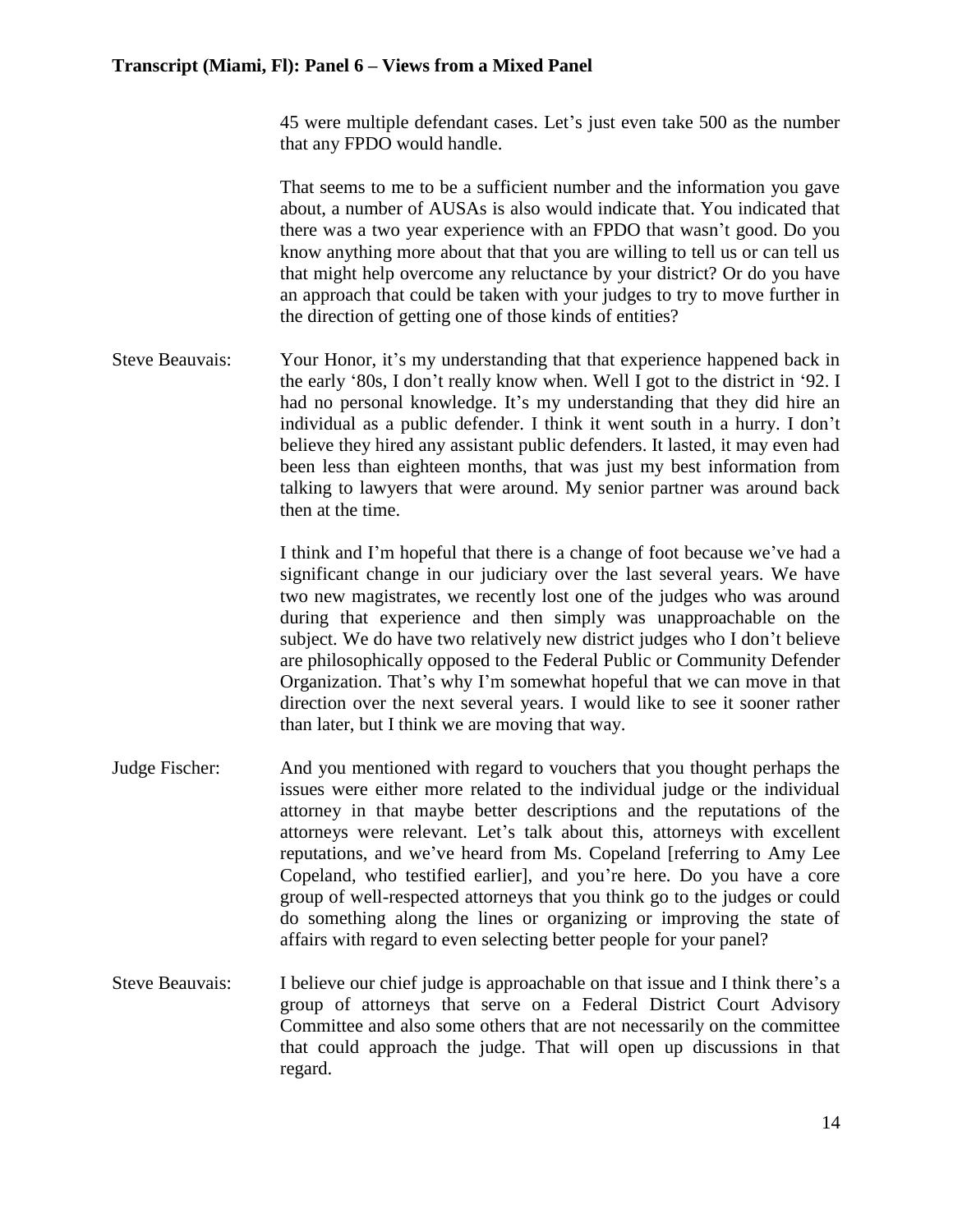45 were multiple defendant cases. Let's just even take 500 as the number that any FPDO would handle.

That seems to me to be a sufficient number and the information you gave about, a number of AUSAs is also would indicate that. You indicated that there was a two year experience with an FPDO that wasn't good. Do you know anything more about that that you are willing to tell us or can tell us that might help overcome any reluctance by your district? Or do you have an approach that could be taken with your judges to try to move further in the direction of getting one of those kinds of entities?

Steve Beauvais: Your Honor, it's my understanding that that experience happened back in the early '80s, I don't really know when. Well I got to the district in '92. I had no personal knowledge. It's my understanding that they did hire an individual as a public defender. I think it went south in a hurry. I don't believe they hired any assistant public defenders. It lasted, it may even had been less than eighteen months, that was just my best information from talking to lawyers that were around. My senior partner was around back then at the time.

I think and I'm hopeful that there is a change of foot because we've had a significant change in our judiciary over the last several years. We have two new magistrates, we recently lost one of the judges who was around during that experience and then simply was unapproachable on the subject. We do have two relatively new district judges who I don't believe are philosophically opposed to the Federal Public or Community Defender Organization. That's why I'm somewhat hopeful that we can move in that direction over the next several years. I would like to see it sooner rather than later, but I think we are moving that way.

Judge Fischer: And you mentioned with regard to vouchers that you thought perhaps the issues were either more related to the individual judge or the individual attorney in that maybe better descriptions and the reputations of the attorneys were relevant. Let's talk about this, attorneys with excellent reputations, and we've heard from Ms. Copeland [referring to Amy Lee Copeland, who testified earlier], and you're here. Do you have a core group of well-respected attorneys that you think go to the judges or could do something along the lines or organizing or improving the state of affairs with regard to even selecting better people for your panel?

Steve Beauvais: I believe our chief judge is approachable on that issue and I think there's a group of attorneys that serve on a Federal District Court Advisory Committee and also some others that are not necessarily on the committee that could approach the judge. That will open up discussions in that regard.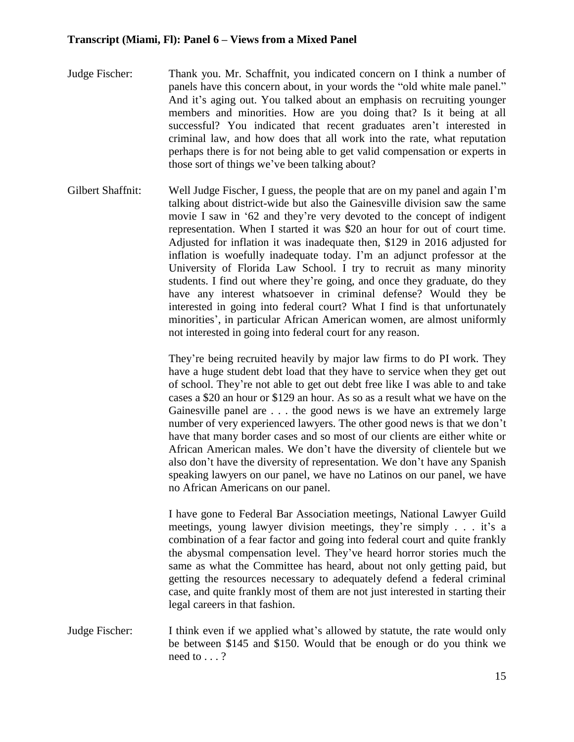Judge Fischer: Thank you. Mr. Schaffnit, you indicated concern on I think a number of panels have this concern about, in your words the "old white male panel." And it's aging out. You talked about an emphasis on recruiting younger members and minorities. How are you doing that? Is it being at all successful? You indicated that recent graduates aren't interested in criminal law, and how does that all work into the rate, what reputation perhaps there is for not being able to get valid compensation or experts in those sort of things we've been talking about?

Gilbert Shaffnit: Well Judge Fischer, I guess, the people that are on my panel and again I'm talking about district-wide but also the Gainesville division saw the same movie I saw in '62 and they're very devoted to the concept of indigent representation. When I started it was $20 an hour for out of court time. Adjusted for inflation it was inadequate then, $129 in 2016 adjusted for inflation is woefully inadequate today. I'm an adjunct professor at the University of Florida Law School. I try to recruit as many minority students. I find out where they're going, and once they graduate, do they have any interest whatsoever in criminal defense? Would they be interested in going into federal court? What I find is that unfortunately minorities', in particular African American women, are almost uniformly not interested in going into federal court for any reason.

They're being recruited heavily by major law firms to do PI work. They have a huge student debt load that they have to service when they get out of school. They're not able to get out debt free like I was able to and take cases a $20 an hour or $129 an hour. As so as a result what we have on the Gainesville panel are . . . the good news is we have an extremely large number of very experienced lawyers. The other good news is that we don't have that many border cases and so most of our clients are either white or African American males. We don't have the diversity of clientele but we also don't have the diversity of representation. We don't have any Spanish speaking lawyers on our panel, we have no Latinos on our panel, we have no African Americans on our panel.

I have gone to Federal Bar Association meetings, National Lawyer Guild meetings, young lawyer division meetings, they're simply . . . it's a combination of a fear factor and going into federal court and quite frankly the abysmal compensation level. They've heard horror stories much the same as what the Committee has heard, about not only getting paid, but getting the resources necessary to adequately defend a federal criminal case, and quite frankly most of them are not just interested in starting their legal careers in that fashion.

Judge Fischer: I think even if we applied what's allowed by statute, the rate would only be between $145 and $150. Would that be enough or do you think we need to . . . ?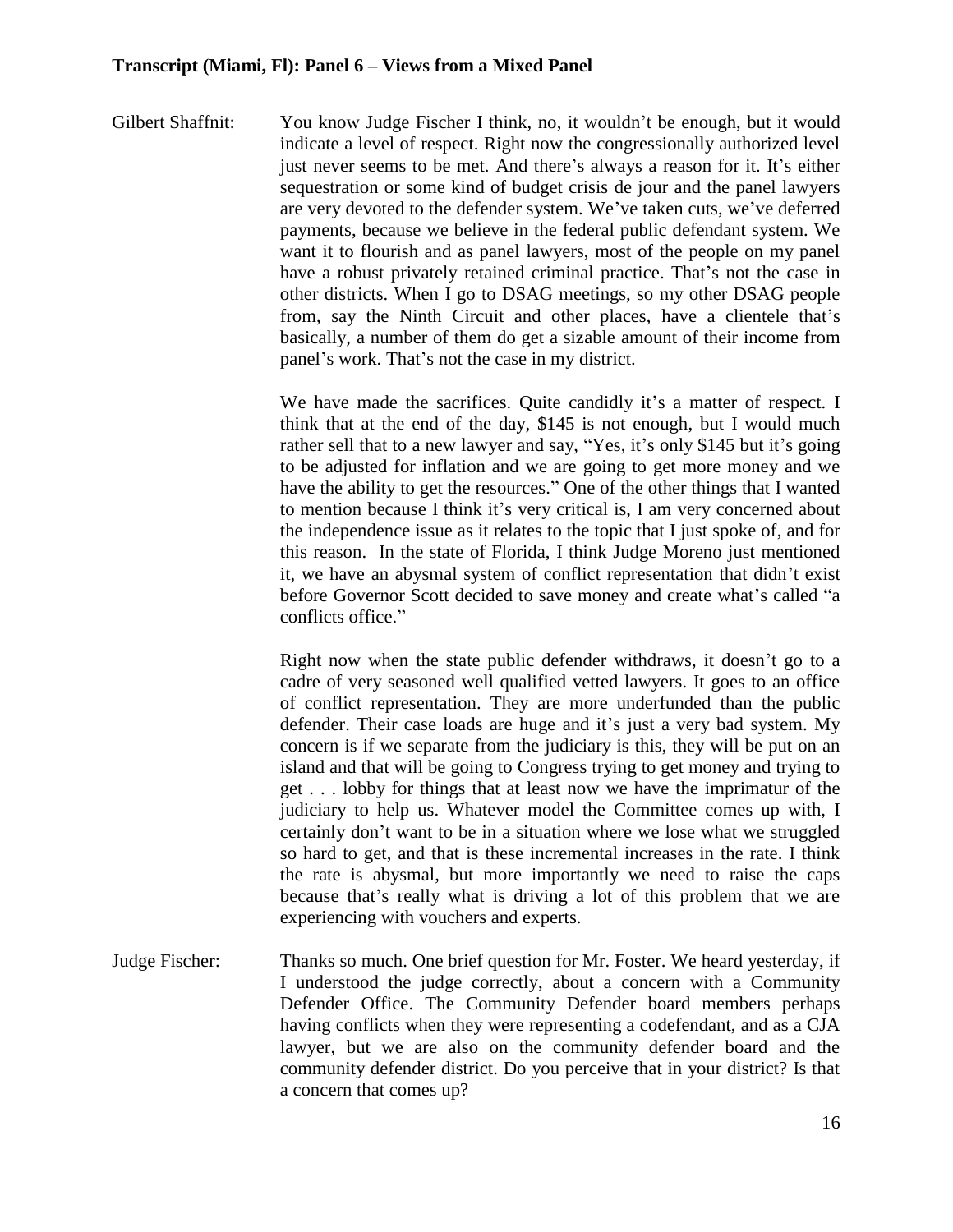Gilbert Shaffnit: You know Judge Fischer I think, no, it wouldn't be enough, but it would indicate a level of respect. Right now the congressionally authorized level just never seems to be met. And there's always a reason for it. It's either sequestration or some kind of budget crisis de jour and the panel lawyers are very devoted to the defender system. We've taken cuts, we've deferred payments, because we believe in the federal public defendant system. We want it to flourish and as panel lawyers, most of the people on my panel have a robust privately retained criminal practice. That's not the case in other districts. When I go to DSAG meetings, so my other DSAG people from, say the Ninth Circuit and other places, have a clientele that's basically, a number of them do get a sizable amount of their income from panel's work. That's not the case in my district.

We have made the sacrifices. Quite candidly it's a matter of respect. I think that at the end of the day, \$145 is not enough, but I would much rather sell that to a new lawyer and say, "Yes, it's only \$145 but it's going to be adjusted for inflation and we are going to get more money and we have the ability to get the resources." One of the other things that I wanted to mention because I think it's very critical is, I am very concerned about the independence issue as it relates to the topic that I just spoke of, and for this reason. In the state of Florida, I think Judge Moreno just mentioned it, we have an abysmal system of conflict representation that didn't exist before Governor Scott decided to save money and create what's called "a conflicts office."

Right now when the state public defender withdraws, it doesn't go to a cadre of very seasoned well qualified vetted lawyers. It goes to an office of conflict representation. They are more underfunded than the public defender. Their case loads are huge and it's just a very bad system. My concern is if we separate from the judiciary is this, they will be put on an island and that will be going to Congress trying to get money and trying to get . . . lobby for things that at least now we have the imprimatur of the judiciary to help us. Whatever model the Committee comes up with, I certainly don't want to be in a situation where we lose what we struggled so hard to get, and that is these incremental increases in the rate. I think the rate is abysmal, but more importantly we need to raise the caps because that's really what is driving a lot of this problem that we are experiencing with vouchers and experts.

Judge Fischer: Thanks so much. One brief question for Mr. Foster. We heard yesterday, if I understood the judge correctly, about a concern with a Community Defender Office. The Community Defender board members perhaps having conflicts when they were representing a codefendant, and as a CJA lawyer, but we are also on the community defender board and the community defender district. Do you perceive that in your district? Is that a concern that comes up?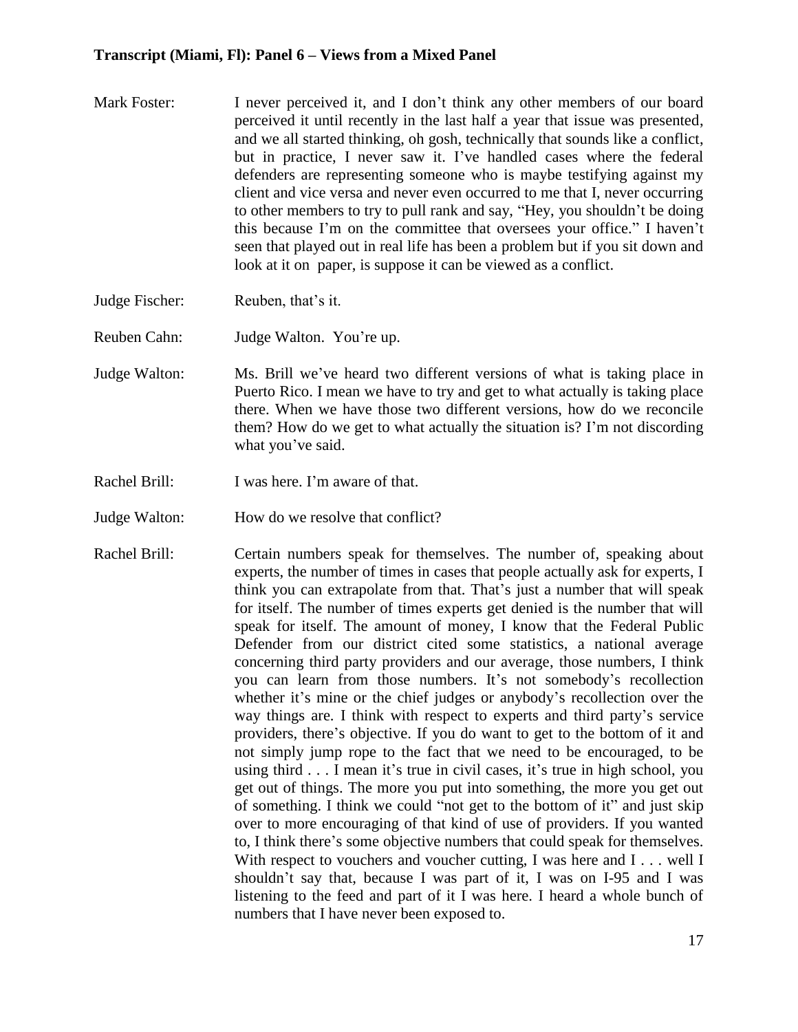Mark Foster: I never perceived it, and I don't think any other members of our board perceived it until recently in the last half a year that issue was presented, and we all started thinking, oh gosh, technically that sounds like a conflict, but in practice, I never saw it. I've handled cases where the federal defenders are representing someone who is maybe testifying against my client and vice versa and never even occurred to me that I, never occurring to other members to try to pull rank and say, "Hey, you shouldn't be doing this because I'm on the committee that oversees your office." I haven't seen that played out in real life has been a problem but if you sit down and look at it on paper, is suppose it can be viewed as a conflict.

Judge Fischer: Reuben, that's it.

Reuben Cahn: Judge Walton. You're up.

Judge Walton: Ms. Brill we've heard two different versions of what is taking place in Puerto Rico. I mean we have to try and get to what actually is taking place there. When we have those two different versions, how do we reconcile them? How do we get to what actually the situation is? I'm not discording what you've said.

Rachel Brill: I was here. I'm aware of that.

Judge Walton: How do we resolve that conflict?

Rachel Brill: Certain numbers speak for themselves. The number of, speaking about experts, the number of times in cases that people actually ask for experts, I think you can extrapolate from that. That's just a number that will speak for itself. The number of times experts get denied is the number that will speak for itself. The amount of money, I know that the Federal Public Defender from our district cited some statistics, a national average concerning third party providers and our average, those numbers, I think you can learn from those numbers. It's not somebody's recollection whether it's mine or the chief judges or anybody's recollection over the way things are. I think with respect to experts and third party's service providers, there's objective. If you do want to get to the bottom of it and not simply jump rope to the fact that we need to be encouraged, to be using third . . . I mean it's true in civil cases, it's true in high school, you get out of things. The more you put into something, the more you get out of something. I think we could "not get to the bottom of it" and just skip over to more encouraging of that kind of use of providers. If you wanted to, I think there's some objective numbers that could speak for themselves. With respect to vouchers and voucher cutting, I was here and I . . . well I shouldn't say that, because I was part of it, I was on I-95 and I was listening to the feed and part of it I was here. I heard a whole bunch of numbers that I have never been exposed to.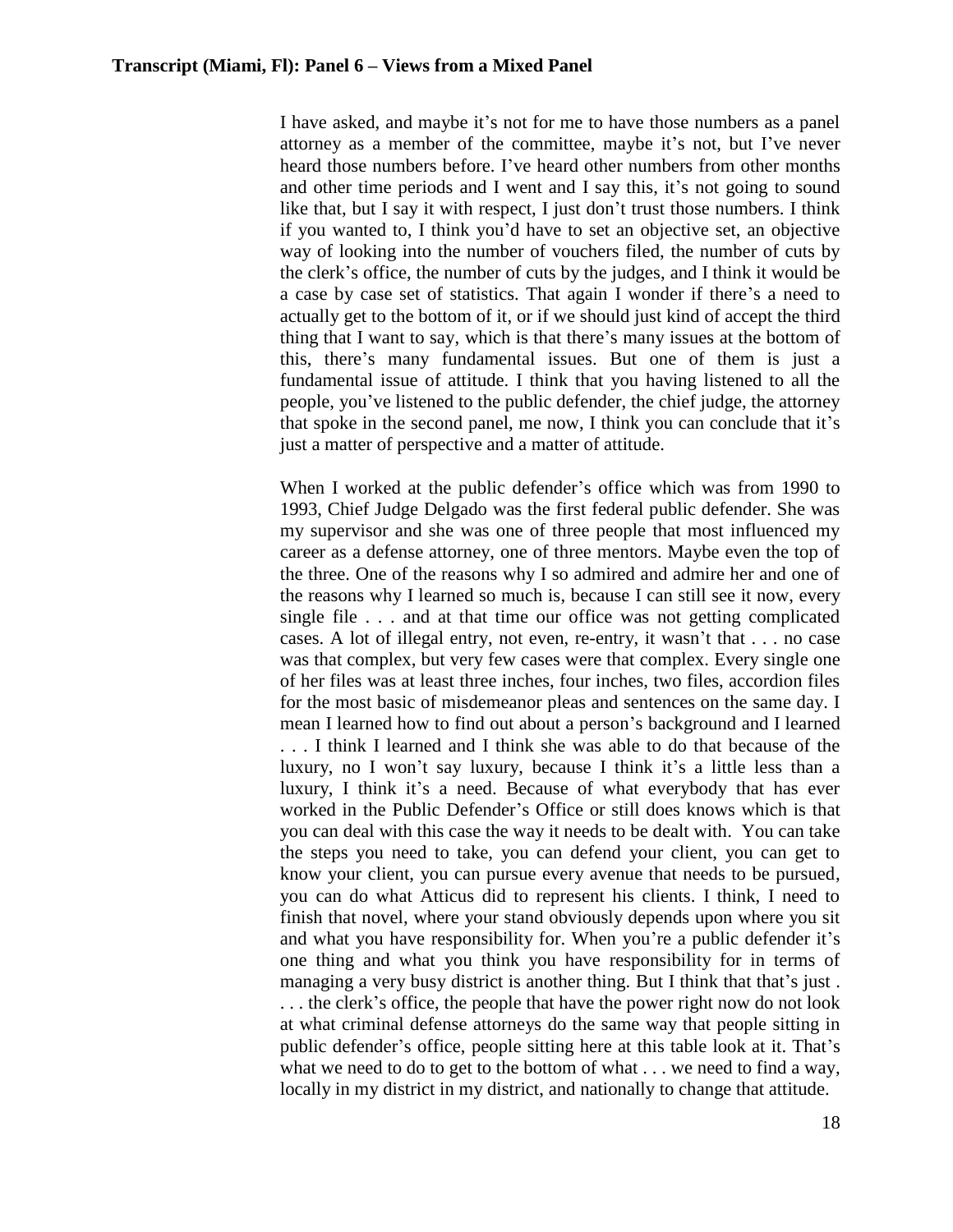I have asked, and maybe it's not for me to have those numbers as a panel attorney as a member of the committee, maybe it's not, but I've never heard those numbers before. I've heard other numbers from other months and other time periods and I went and I say this, it's not going to sound like that, but I say it with respect, I just don't trust those numbers. I think if you wanted to, I think you'd have to set an objective set, an objective way of looking into the number of vouchers filed, the number of cuts by the clerk's office, the number of cuts by the judges, and I think it would be a case by case set of statistics. That again I wonder if there's a need to actually get to the bottom of it, or if we should just kind of accept the third thing that I want to say, which is that there's many issues at the bottom of this, there's many fundamental issues. But one of them is just a fundamental issue of attitude. I think that you having listened to all the people, you've listened to the public defender, the chief judge, the attorney that spoke in the second panel, me now, I think you can conclude that it's just a matter of perspective and a matter of attitude.

When I worked at the public defender's office which was from 1990 to 1993, Chief Judge Delgado was the first federal public defender. She was my supervisor and she was one of three people that most influenced my career as a defense attorney, one of three mentors. Maybe even the top of the three. One of the reasons why I so admired and admire her and one of the reasons why I learned so much is, because I can still see it now, every single file . . . and at that time our office was not getting complicated cases. A lot of illegal entry, not even, re-entry, it wasn't that . . . no case was that complex, but very few cases were that complex. Every single one of her files was at least three inches, four inches, two files, accordion files for the most basic of misdemeanor pleas and sentences on the same day. I mean I learned how to find out about a person's background and I learned . . . I think I learned and I think she was able to do that because of the luxury, no I won't say luxury, because I think it's a little less than a luxury, I think it's a need. Because of what everybody that has ever worked in the Public Defender's Office or still does knows which is that you can deal with this case the way it needs to be dealt with. You can take the steps you need to take, you can defend your client, you can get to know your client, you can pursue every avenue that needs to be pursued, you can do what Atticus did to represent his clients. I think, I need to finish that novel, where your stand obviously depends upon where you sit and what you have responsibility for. When you're a public defender it's one thing and what you think you have responsibility for in terms of managing a very busy district is another thing. But I think that that's just . . . the clerk's office, the people that have the power right now do not look at what criminal defense attorneys do the same way that people sitting in public defender's office, people sitting here at this table look at it. That's what we need to do to get to the bottom of what . . . we need to find a way, locally in my district in my district, and nationally to change that attitude.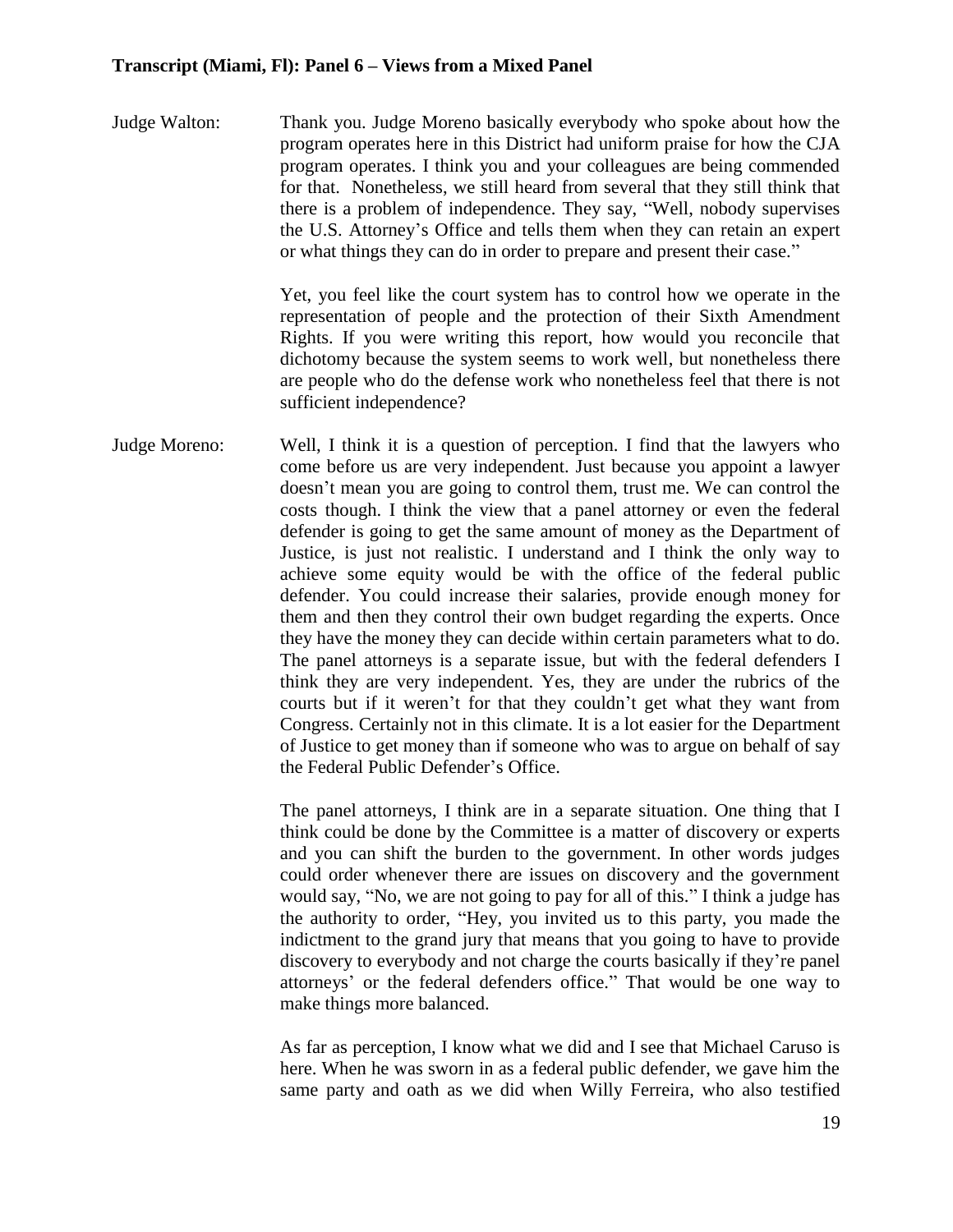Judge Walton: Thank you. Judge Moreno basically everybody who spoke about how the program operates here in this District had uniform praise for how the CJA program operates. I think you and your colleagues are being commended for that. Nonetheless, we still heard from several that they still think that there is a problem of independence. They say, "Well, nobody supervises the U.S. Attorney's Office and tells them when they can retain an expert or what things they can do in order to prepare and present their case."

Yet, you feel like the court system has to control how we operate in the representation of people and the protection of their Sixth Amendment Rights. If you were writing this report, how would you reconcile that dichotomy because the system seems to work well, but nonetheless there are people who do the defense work who nonetheless feel that there is not sufficient independence?

Judge Moreno: Well, I think it is a question of perception. I find that the lawyers who come before us are very independent. Just because you appoint a lawyer doesn't mean you are going to control them, trust me. We can control the costs though. I think the view that a panel attorney or even the federal defender is going to get the same amount of money as the Department of Justice, is just not realistic. I understand and I think the only way to achieve some equity would be with the office of the federal public defender. You could increase their salaries, provide enough money for them and then they control their own budget regarding the experts. Once they have the money they can decide within certain parameters what to do. The panel attorneys is a separate issue, but with the federal defenders I think they are very independent. Yes, they are under the rubrics of the courts but if it weren't for that they couldn't get what they want from Congress. Certainly not in this climate. It is a lot easier for the Department of Justice to get money than if someone who was to argue on behalf of say the Federal Public Defender's Office.

The panel attorneys, I think are in a separate situation. One thing that I think could be done by the Committee is a matter of discovery or experts and you can shift the burden to the government. In other words judges could order whenever there are issues on discovery and the government would say, "No, we are not going to pay for all of this." I think a judge has the authority to order, "Hey, you invited us to this party, you made the indictment to the grand jury that means that you going to have to provide discovery to everybody and not charge the courts basically if they're panel attorneys' or the federal defenders office." That would be one way to make things more balanced.

As far as perception, I know what we did and I see that Michael Caruso is here. When he was sworn in as a federal public defender, we gave him the same party and oath as we did when Willy Ferreira, who also testified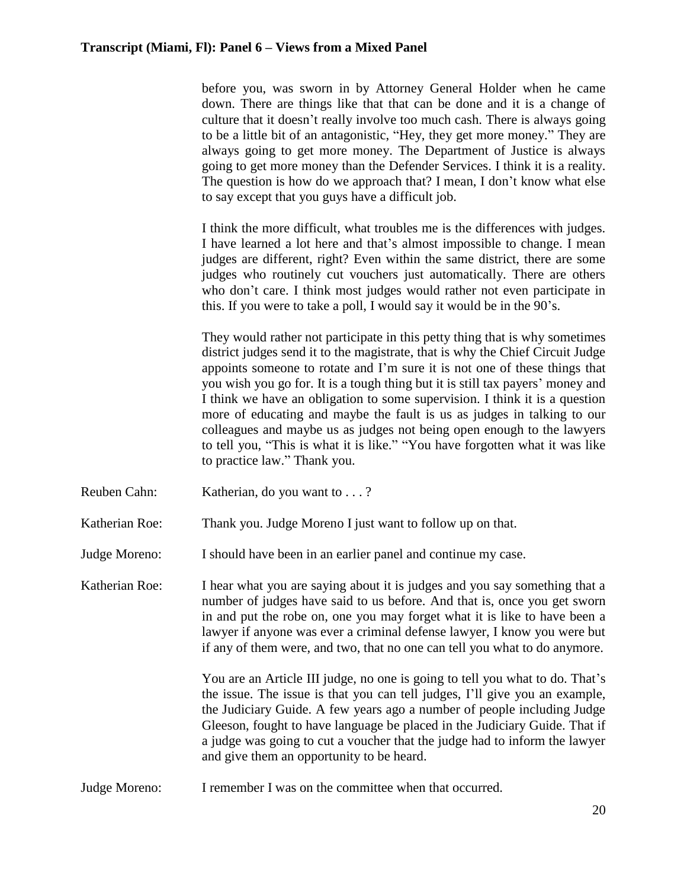before you, was sworn in by Attorney General Holder when he came down. There are things like that that can be done and it is a change of culture that it doesn't really involve too much cash. There is always going to be a little bit of an antagonistic, "Hey, they get more money." They are always going to get more money. The Department of Justice is always going to get more money than the Defender Services. I think it is a reality. The question is how do we approach that? I mean, I don't know what else to say except that you guys have a difficult job.

I think the more difficult, what troubles me is the differences with judges. I have learned a lot here and that's almost impossible to change. I mean judges are different, right? Even within the same district, there are some judges who routinely cut vouchers just automatically. There are others who don't care. I think most judges would rather not even participate in this. If you were to take a poll, I would say it would be in the 90's.

They would rather not participate in this petty thing that is why sometimes district judges send it to the magistrate, that is why the Chief Circuit Judge appoints someone to rotate and I'm sure it is not one of these things that you wish you go for. It is a tough thing but it is still tax payers' money and I think we have an obligation to some supervision. I think it is a question more of educating and maybe the fault is us as judges in talking to our colleagues and maybe us as judges not being open enough to the lawyers to tell you, "This is what it is like." "You have forgotten what it was like to practice law." Thank you.

Reuben Cahn: Katherian, do you want to . . . ?

Katherian Roe: Thank you. Judge Moreno I just want to follow up on that.

Judge Moreno: I should have been in an earlier panel and continue my case.

Katherian Roe: I hear what you are saying about it is judges and you say something that a number of judges have said to us before. And that is, once you get sworn in and put the robe on, one you may forget what it is like to have been a lawyer if anyone was ever a criminal defense lawyer, I know you were but if any of them were, and two, that no one can tell you what to do anymore.

You are an Article III judge, no one is going to tell you what to do. That's the issue. The issue is that you can tell judges, I'll give you an example, the Judiciary Guide. A few years ago a number of people including Judge Gleeson, fought to have language be placed in the Judiciary Guide. That if a judge was going to cut a voucher that the judge had to inform the lawyer and give them an opportunity to be heard.

Judge Moreno: I remember I was on the committee when that occurred.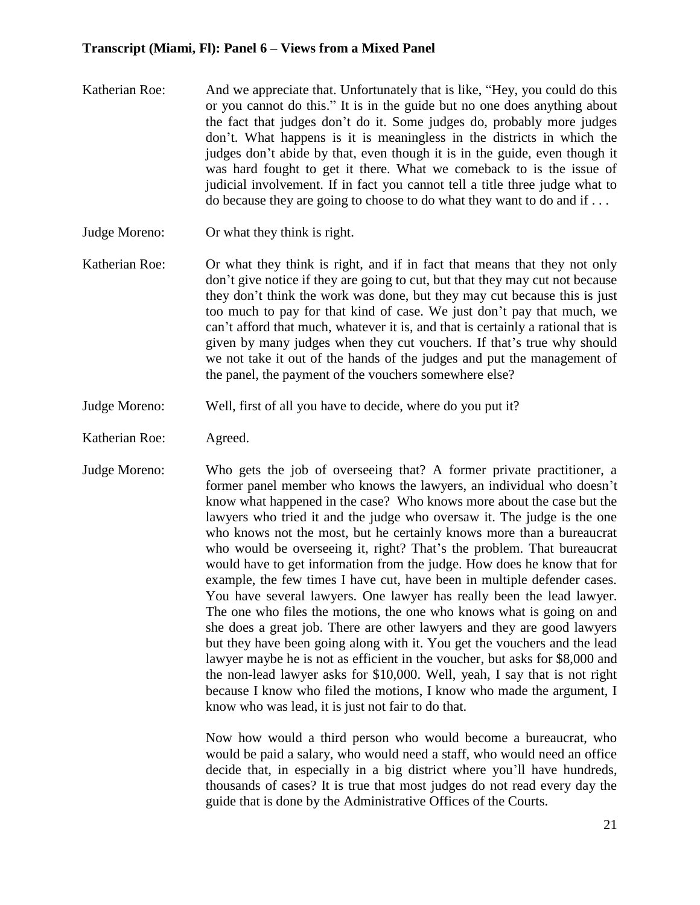Katherian Roe: And we appreciate that. Unfortunately that is like, "Hey, you could do this or you cannot do this." It is in the guide but no one does anything about the fact that judges don't do it. Some judges do, probably more judges don't. What happens is it is meaningless in the districts in which the judges don't abide by that, even though it is in the guide, even though it was hard fought to get it there. What we comeback to is the issue of judicial involvement. If in fact you cannot tell a title three judge what to do because they are going to choose to do what they want to do and if . . .

Judge Moreno: Or what they think is right.

Katherian Roe: Or what they think is right, and if in fact that means that they not only don't give notice if they are going to cut, but that they may cut not because they don't think the work was done, but they may cut because this is just too much to pay for that kind of case. We just don't pay that much, we can't afford that much, whatever it is, and that is certainly a rational that is given by many judges when they cut vouchers. If that's true why should we not take it out of the hands of the judges and put the management of the panel, the payment of the vouchers somewhere else?

Judge Moreno: Well, first of all you have to decide, where do you put it?

Katherian Roe: Agreed.

Judge Moreno: Who gets the job of overseeing that? A former private practitioner, a former panel member who knows the lawyers, an individual who doesn't know what happened in the case? Who knows more about the case but the lawyers who tried it and the judge who oversaw it. The judge is the one who knows not the most, but he certainly knows more than a bureaucrat who would be overseeing it, right? That's the problem. That bureaucrat would have to get information from the judge. How does he know that for example, the few times I have cut, have been in multiple defender cases. You have several lawyers. One lawyer has really been the lead lawyer. The one who files the motions, the one who knows what is going on and she does a great job. There are other lawyers and they are good lawyers but they have been going along with it. You get the vouchers and the lead lawyer maybe he is not as efficient in the voucher, but asks for $8,000 and the non-lead lawyer asks for $10,000. Well, yeah, I say that is not right because I know who filed the motions, I know who made the argument, I know who was lead, it is just not fair to do that.

Now how would a third person who would become a bureaucrat, who would be paid a salary, who would need a staff, who would need an office decide that, in especially in a big district where you'll have hundreds, thousands of cases? It is true that most judges do not read every day the guide that is done by the Administrative Offices of the Courts.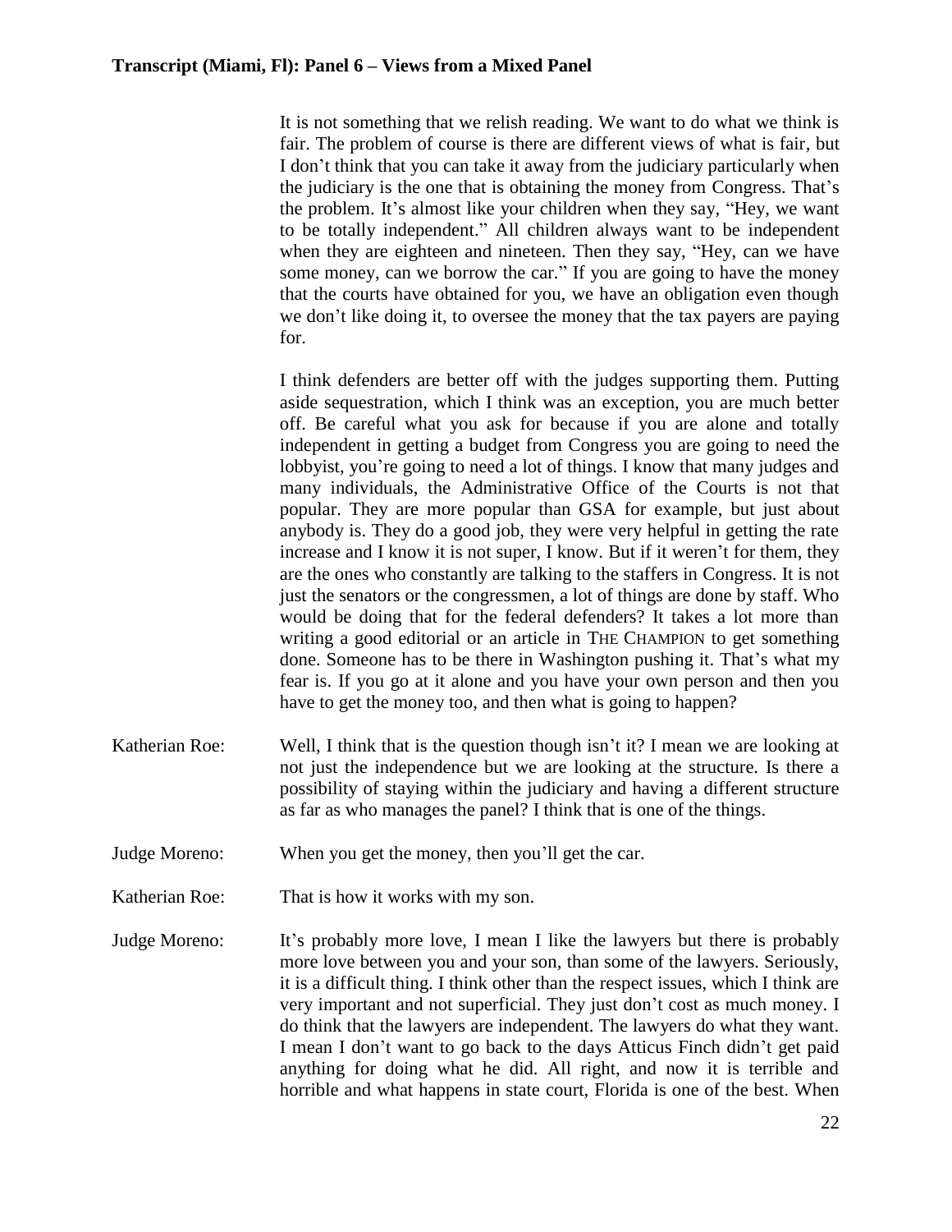It is not something that we relish reading. We want to do what we think is fair. The problem of course is there are different views of what is fair, but I don't think that you can take it away from the judiciary particularly when the judiciary is the one that is obtaining the money from Congress. That's the problem. It's almost like your children when they say, "Hey, we want to be totally independent." All children always want to be independent when they are eighteen and nineteen. Then they say, "Hey, can we have some money, can we borrow the car." If you are going to have the money that the courts have obtained for you, we have an obligation even though we don't like doing it, to oversee the money that the tax payers are paying for.

I think defenders are better off with the judges supporting them. Putting aside sequestration, which I think was an exception, you are much better off. Be careful what you ask for because if you are alone and totally independent in getting a budget from Congress you are going to need the lobbyist, you're going to need a lot of things. I know that many judges and many individuals, the Administrative Office of the Courts is not that popular. They are more popular than GSA for example, but just about anybody is. They do a good job, they were very helpful in getting the rate increase and I know it is not super, I know. But if it weren't for them, they are the ones who constantly are talking to the staffers in Congress. It is not just the senators or the congressmen, a lot of things are done by staff. Who would be doing that for the federal defenders? It takes a lot more than writing a good editorial or an article in THE CHAMPION to get something done. Someone has to be there in Washington pushing it. That's what my fear is. If you go at it alone and you have your own person and then you have to get the money too, and then what is going to happen?

Katherian Roe: Well, I think that is the question though isn't it? I mean we are looking at not just the independence but we are looking at the structure. Is there a possibility of staying within the judiciary and having a different structure as far as who manages the panel? I think that is one of the things.

Judge Moreno: When you get the money, then you'll get the car.

Katherian Roe: That is how it works with my son.

Judge Moreno: It's probably more love, I mean I like the lawyers but there is probably more love between you and your son, than some of the lawyers. Seriously, it is a difficult thing. I think other than the respect issues, which I think are very important and not superficial. They just don't cost as much money. I do think that the lawyers are independent. The lawyers do what they want. I mean I don't want to go back to the days Atticus Finch didn't get paid anything for doing what he did. All right, and now it is terrible and horrible and what happens in state court, Florida is one of the best. When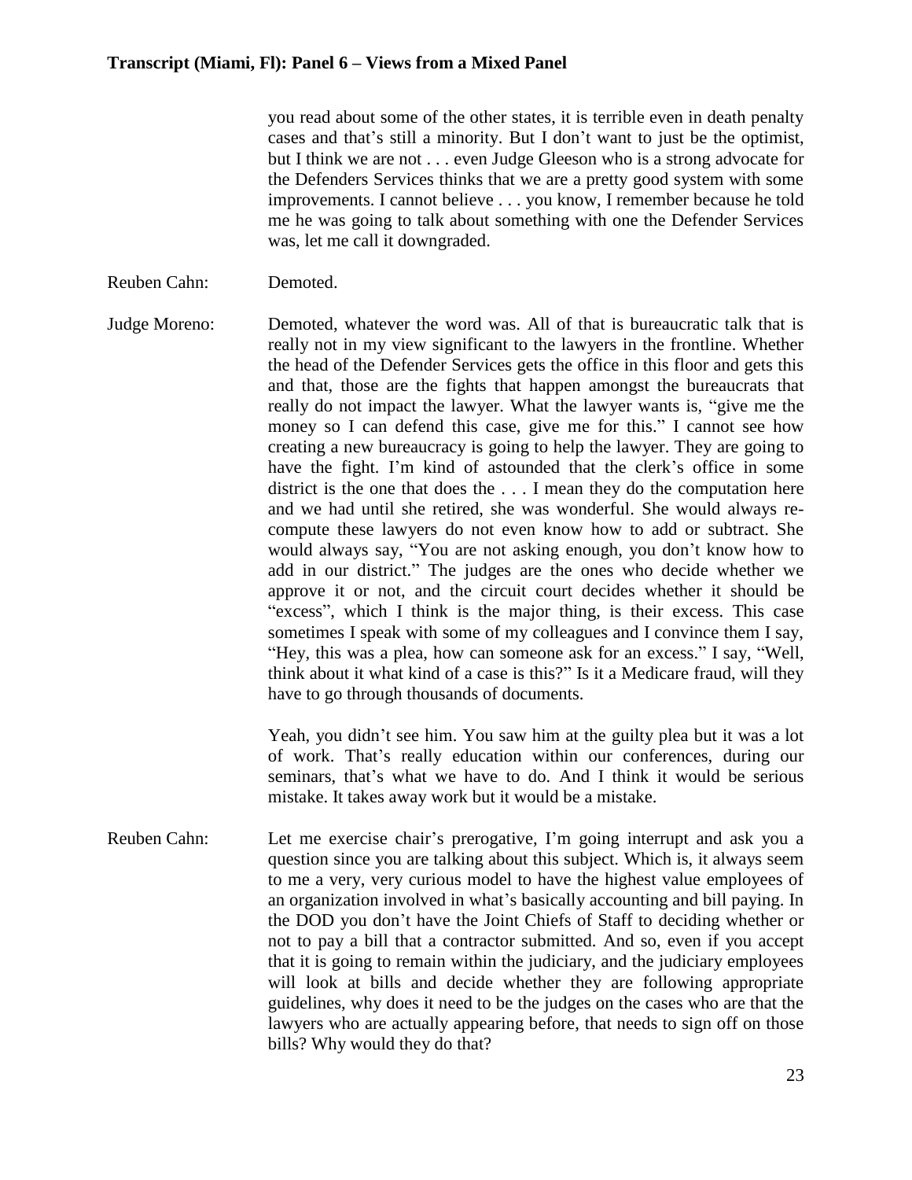you read about some of the other states, it is terrible even in death penalty cases and that's still a minority. But I don't want to just be the optimist, but I think we are not . . . even Judge Gleeson who is a strong advocate for the Defenders Services thinks that we are a pretty good system with some improvements. I cannot believe . . . you know, I remember because he told me he was going to talk about something with one the Defender Services was, let me call it downgraded.

Reuben Cahn: Demoted.

Judge Moreno: Demoted, whatever the word was. All of that is bureaucratic talk that is really not in my view significant to the lawyers in the frontline. Whether the head of the Defender Services gets the office in this floor and gets this and that, those are the fights that happen amongst the bureaucrats that really do not impact the lawyer. What the lawyer wants is, "give me the money so I can defend this case, give me for this." I cannot see how creating a new bureaucracy is going to help the lawyer. They are going to have the fight. I'm kind of astounded that the clerk's office in some district is the one that does the . . . I mean they do the computation here and we had until she retired, she was wonderful. She would always re-compute these lawyers do not even know how to add or subtract. She would always say, "You are not asking enough, you don't know how to add in our district." The judges are the ones who decide whether we approve it or not, and the circuit court decides whether it should be "excess", which I think is the major thing, is their excess. This case sometimes I speak with some of my colleagues and I convince them I say, "Hey, this was a plea, how can someone ask for an excess." I say, "Well, think about it what kind of a case is this?" Is it a Medicare fraud, will they have to go through thousands of documents.

Yeah, you didn't see him. You saw him at the guilty plea but it was a lot of work. That's really education within our conferences, during our seminars, that's what we have to do. And I think it would be serious mistake. It takes away work but it would be a mistake.

Reuben Cahn: Let me exercise chair's prerogative, I'm going interrupt and ask you a question since you are talking about this subject. Which is, it always seem to me a very, very curious model to have the highest value employees of an organization involved in what's basically accounting and bill paying. In the DOD you don't have the Joint Chiefs of Staff to deciding whether or not to pay a bill that a contractor submitted. And so, even if you accept that it is going to remain within the judiciary, and the judiciary employees will look at bills and decide whether they are following appropriate guidelines, why does it need to be the judges on the cases who are that the lawyers who are actually appearing before, that needs to sign off on those bills? Why would they do that?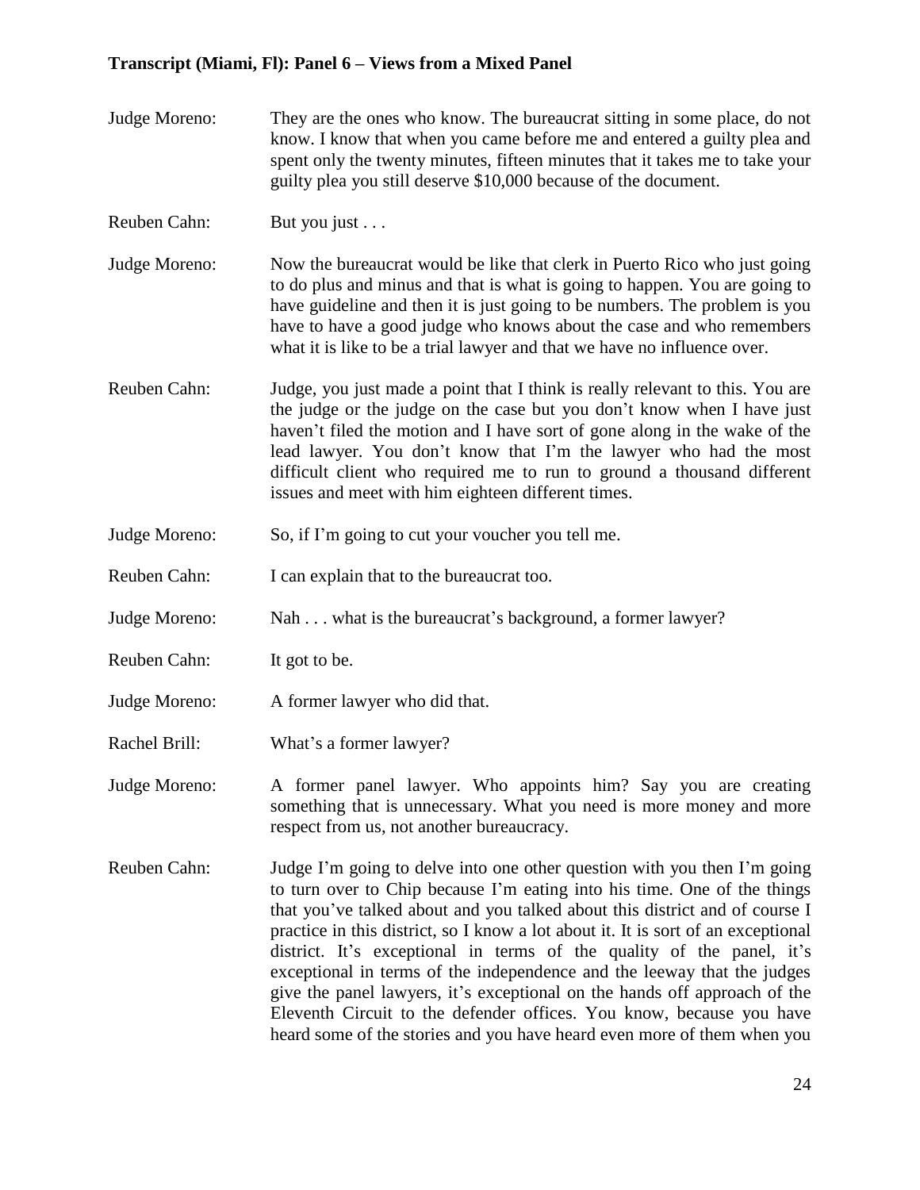Judge Moreno: They are the ones who know. The bureaucrat sitting in some place, do not know. I know that when you came before me and entered a guilty plea and spent only the twenty minutes, fifteen minutes that it takes me to take your guilty plea you still deserve $10,000 because of the document.

Reuben Cahn: But you just . . .

Judge Moreno: Now the bureaucrat would be like that clerk in Puerto Rico who just going to do plus and minus and that is what is going to happen. You are going to have guideline and then it is just going to be numbers. The problem is you have to have a good judge who knows about the case and who remembers what it is like to be a trial lawyer and that we have no influence over.

Reuben Cahn: Judge, you just made a point that I think is really relevant to this. You are the judge or the judge on the case but you don't know when I have just haven't filed the motion and I have sort of gone along in the wake of the lead lawyer. You don't know that I'm the lawyer who had the most difficult client who required me to run to ground a thousand different issues and meet with him eighteen different times.

Judge Moreno: So, if I'm going to cut your voucher you tell me.

Reuben Cahn: I can explain that to the bureaucrat too.

Judge Moreno: Nah . . . what is the bureaucrat's background, a former lawyer?

Reuben Cahn: It got to be.

Judge Moreno: A former lawyer who did that.

Rachel Brill: What's a former lawyer?

Judge Moreno: A former panel lawyer. Who appoints him? Say you are creating something that is unnecessary. What you need is more money and more respect from us, not another bureaucracy.

Reuben Cahn: Judge I'm going to delve into one other question with you then I'm going to turn over to Chip because I'm eating into his time. One of the things that you've talked about and you talked about this district and of course I practice in this district, so I know a lot about it. It is sort of an exceptional district. It's exceptional in terms of the quality of the panel, it's exceptional in terms of the independence and the leeway that the judges give the panel lawyers, it's exceptional on the hands off approach of the Eleventh Circuit to the defender offices. You know, because you have heard some of the stories and you have heard even more of them when you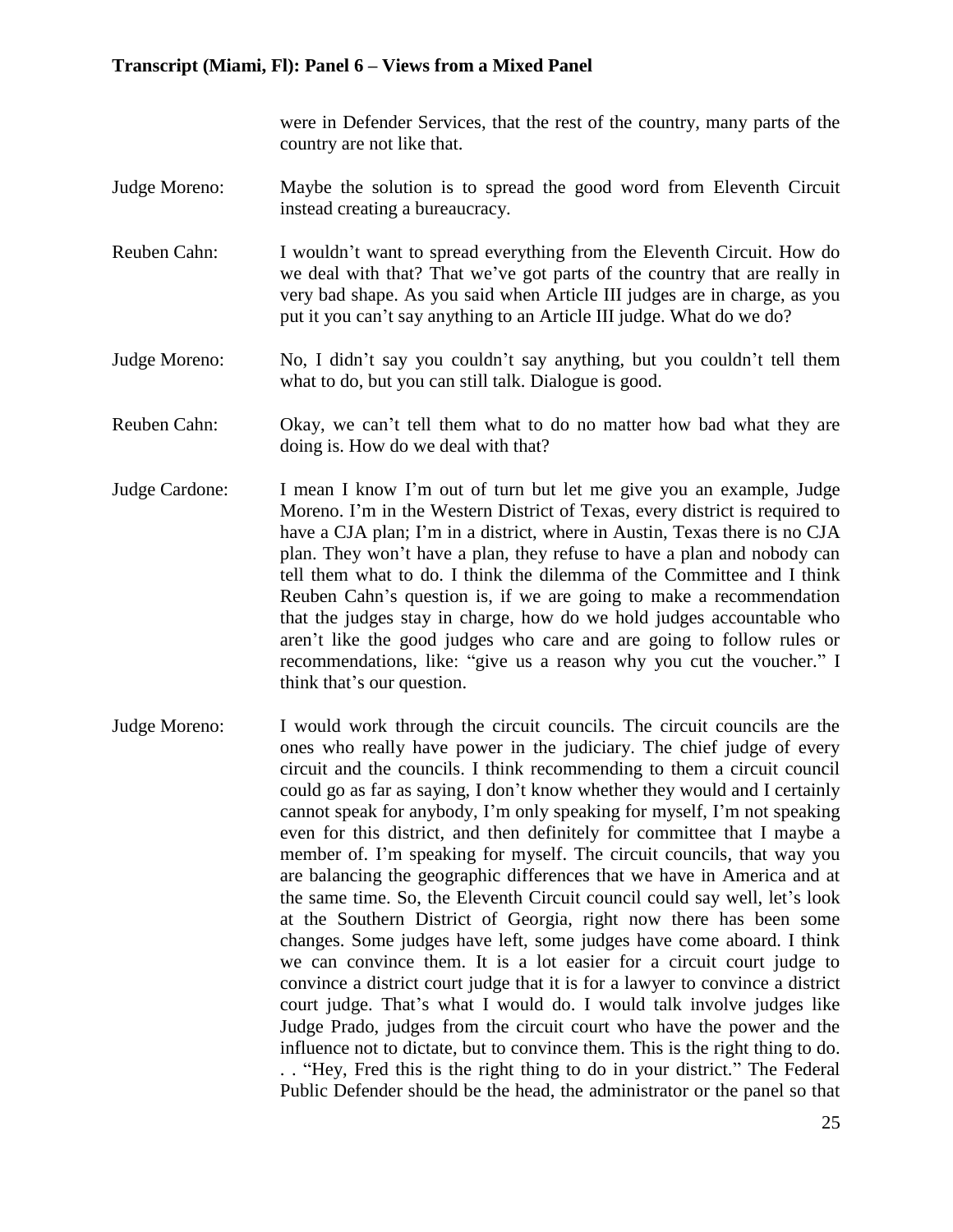were in Defender Services, that the rest of the country, many parts of the country are not like that.

Judge Moreno: Maybe the solution is to spread the good word from Eleventh Circuit instead creating a bureaucracy.

Reuben Cahn: I wouldn't want to spread everything from the Eleventh Circuit. How do we deal with that? That we've got parts of the country that are really in very bad shape. As you said when Article III judges are in charge, as you put it you can't say anything to an Article III judge. What do we do?

Judge Moreno: No, I didn't say you couldn't say anything, but you couldn't tell them what to do, but you can still talk. Dialogue is good.

Reuben Cahn: Okay, we can't tell them what to do no matter how bad what they are doing is. How do we deal with that?

Judge Cardone: I mean I know I'm out of turn but let me give you an example, Judge Moreno. I'm in the Western District of Texas, every district is required to have a CJA plan; I'm in a district, where in Austin, Texas there is no CJA plan. They won't have a plan, they refuse to have a plan and nobody can tell them what to do. I think the dilemma of the Committee and I think Reuben Cahn's question is, if we are going to make a recommendation that the judges stay in charge, how do we hold judges accountable who aren't like the good judges who care and are going to follow rules or recommendations, like: "give us a reason why you cut the voucher." I think that's our question.

Judge Moreno: I would work through the circuit councils. The circuit councils are the ones who really have power in the judiciary. The chief judge of every circuit and the councils. I think recommending to them a circuit council could go as far as saying, I don't know whether they would and I certainly cannot speak for anybody, I'm only speaking for myself, I'm not speaking even for this district, and then definitely for committee that I maybe a member of. I'm speaking for myself. The circuit councils, that way you are balancing the geographic differences that we have in America and at the same time. So, the Eleventh Circuit council could say well, let's look at the Southern District of Georgia, right now there has been some changes. Some judges have left, some judges have come aboard. I think we can convince them. It is a lot easier for a circuit court judge to convince a district court judge that it is for a lawyer to convince a district court judge. That's what I would do. I would talk involve judges like Judge Prado, judges from the circuit court who have the power and the influence not to dictate, but to convince them. This is the right thing to do. . . "Hey, Fred this is the right thing to do in your district." The Federal Public Defender should be the head, the administrator or the panel so that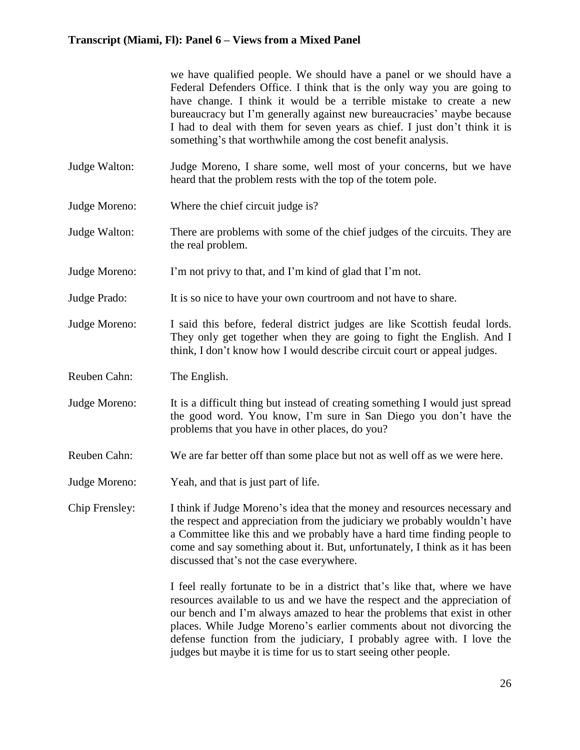we have qualified people. We should have a panel or we should have a Federal Defenders Office. I think that is the only way you are going to have change. I think it would be a terrible mistake to create a new bureaucracy but I'm generally against new bureaucracies' maybe because I had to deal with them for seven years as chief. I just don't think it is something's that worthwhile among the cost benefit analysis.

Judge Walton: Judge Moreno, I share some, well most of your concerns, but we have heard that the problem rests with the top of the totem pole.

Judge Moreno: Where the chief circuit judge is?

Judge Walton: There are problems with some of the chief judges of the circuits. They are the real problem.

Judge Moreno: I'm not privy to that, and I'm kind of glad that I'm not.

Judge Prado: It is so nice to have your own courtroom and not have to share.

Judge Moreno: I said this before, federal district judges are like Scottish feudal lords. They only get together when they are going to fight the English. And I think, I don't know how I would describe circuit court or appeal judges.

Reuben Cahn: The English.

Judge Moreno: It is a difficult thing but instead of creating something I would just spread the good word. You know, I'm sure in San Diego you don't have the problems that you have in other places, do you?

Reuben Cahn: We are far better off than some place but not as well off as we were here.

Judge Moreno: Yeah, and that is just part of life.

Chip Frensley: I think if Judge Moreno's idea that the money and resources necessary and the respect and appreciation from the judiciary we probably wouldn't have a Committee like this and we probably have a hard time finding people to come and say something about it. But, unfortunately, I think as it has been discussed that's not the case everywhere.

I feel really fortunate to be in a district that's like that, where we have resources available to us and we have the respect and the appreciation of our bench and I'm always amazed to hear the problems that exist in other places. While Judge Moreno's earlier comments about not divorcing the defense function from the judiciary, I probably agree with. I love the judges but maybe it is time for us to start seeing other people.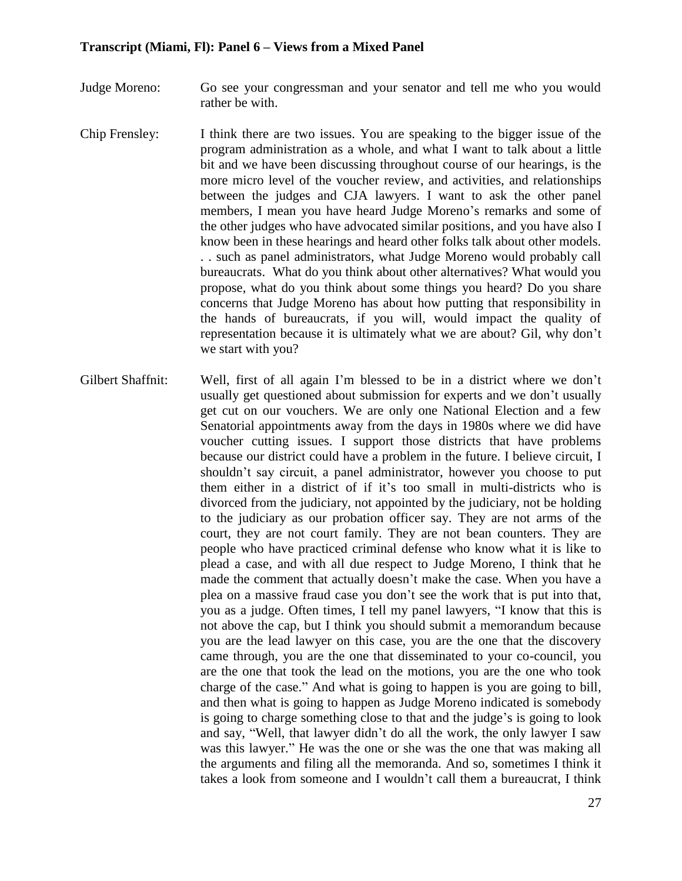Judge Moreno: Go see your congressman and your senator and tell me who you would rather be with.

Chip Frensley: I think there are two issues. You are speaking to the bigger issue of the program administration as a whole, and what I want to talk about a little bit and we have been discussing throughout course of our hearings, is the more micro level of the voucher review, and activities, and relationships between the judges and CJA lawyers. I want to ask the other panel members, I mean you have heard Judge Moreno's remarks and some of the other judges who have advocated similar positions, and you have also I know been in these hearings and heard other folks talk about other models. . . such as panel administrators, what Judge Moreno would probably call bureaucrats. What do you think about other alternatives? What would you propose, what do you think about some things you heard? Do you share concerns that Judge Moreno has about how putting that responsibility in the hands of bureaucrats, if you will, would impact the quality of representation because it is ultimately what we are about? Gil, why don't we start with you?

Gilbert Shaffnit: Well, first of all again I'm blessed to be in a district where we don't usually get questioned about submission for experts and we don't usually get cut on our vouchers. We are only one National Election and a few Senatorial appointments away from the days in 1980s where we did have voucher cutting issues. I support those districts that have problems because our district could have a problem in the future. I believe circuit, I shouldn't say circuit, a panel administrator, however you choose to put them either in a district of if it's too small in multi-districts who is divorced from the judiciary, not appointed by the judiciary, not be holding to the judiciary as our probation officer say. They are not arms of the court, they are not court family. They are not bean counters. They are people who have practiced criminal defense who know what it is like to plead a case, and with all due respect to Judge Moreno, I think that he made the comment that actually doesn't make the case. When you have a plea on a massive fraud case you don't see the work that is put into that, you as a judge. Often times, I tell my panel lawyers, "I know that this is not above the cap, but I think you should submit a memorandum because you are the lead lawyer on this case, you are the one that the discovery came through, you are the one that disseminated to your co-council, you are the one that took the lead on the motions, you are the one who took charge of the case." And what is going to happen is you are going to bill, and then what is going to happen as Judge Moreno indicated is somebody is going to charge something close to that and the judge's is going to look and say, "Well, that lawyer didn't do all the work, the only lawyer I saw was this lawyer." He was the one or she was the one that was making all the arguments and filing all the memoranda. And so, sometimes I think it takes a look from someone and I wouldn't call them a bureaucrat, I think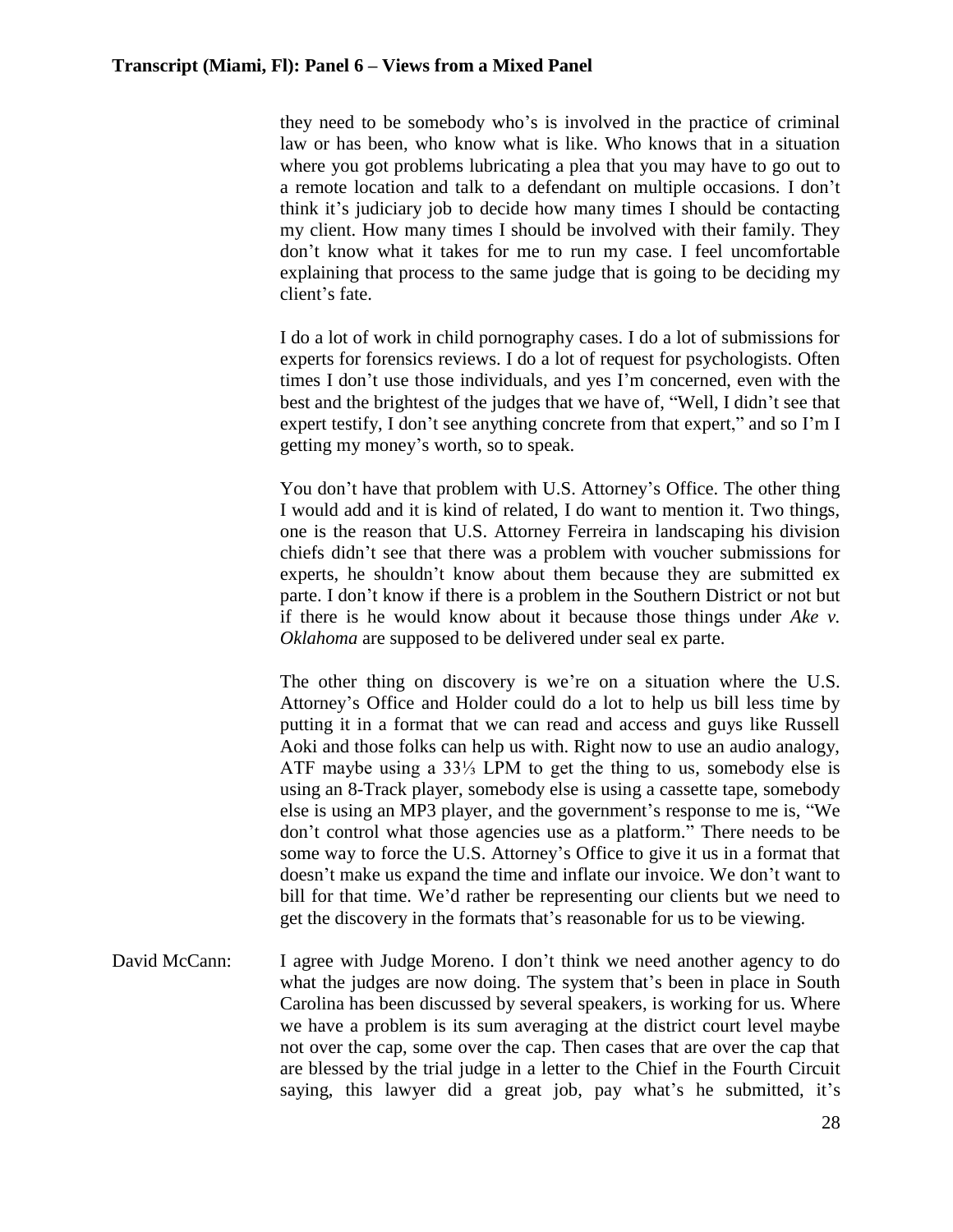they need to be somebody who's is involved in the practice of criminal law or has been, who know what is like. Who knows that in a situation where you got problems lubricating a plea that you may have to go out to a remote location and talk to a defendant on multiple occasions. I don't think it's judiciary job to decide how many times I should be contacting my client. How many times I should be involved with their family. They don't know what it takes for me to run my case. I feel uncomfortable explaining that process to the same judge that is going to be deciding my client's fate.

I do a lot of work in child pornography cases. I do a lot of submissions for experts for forensics reviews. I do a lot of request for psychologists. Often times I don't use those individuals, and yes I'm concerned, even with the best and the brightest of the judges that we have of, "Well, I didn't see that expert testify, I don't see anything concrete from that expert," and so I'm I getting my money's worth, so to speak.

You don't have that problem with U.S. Attorney's Office. The other thing I would add and it is kind of related, I do want to mention it. Two things, one is the reason that U.S. Attorney Ferreira in landscaping his division chiefs didn't see that there was a problem with voucher submissions for experts, he shouldn't know about them because they are submitted ex parte. I don't know if there is a problem in the Southern District or not but if there is he would know about it because those things under *Ake v. Oklahoma* are supposed to be delivered under seal ex parte.

The other thing on discovery is we're on a situation where the U.S. Attorney's Office and Holder could do a lot to help us bill less time by putting it in a format that we can read and access and guys like Russell Aoki and those folks can help us with. Right now to use an audio analogy, ATF maybe using a 33⅓ LPM to get the thing to us, somebody else is using an 8-Track player, somebody else is using a cassette tape, somebody else is using an MP3 player, and the government's response to me is, "We don't control what those agencies use as a platform." There needs to be some way to force the U.S. Attorney's Office to give it us in a format that doesn't make us expand the time and inflate our invoice. We don't want to bill for that time. We'd rather be representing our clients but we need to get the discovery in the formats that's reasonable for us to be viewing.

David McCann: I agree with Judge Moreno. I don't think we need another agency to do what the judges are now doing. The system that's been in place in South Carolina has been discussed by several speakers, is working for us. Where we have a problem is its sum averaging at the district court level maybe not over the cap, some over the cap. Then cases that are over the cap that are blessed by the trial judge in a letter to the Chief in the Fourth Circuit saying, this lawyer did a great job, pay what's he submitted, it's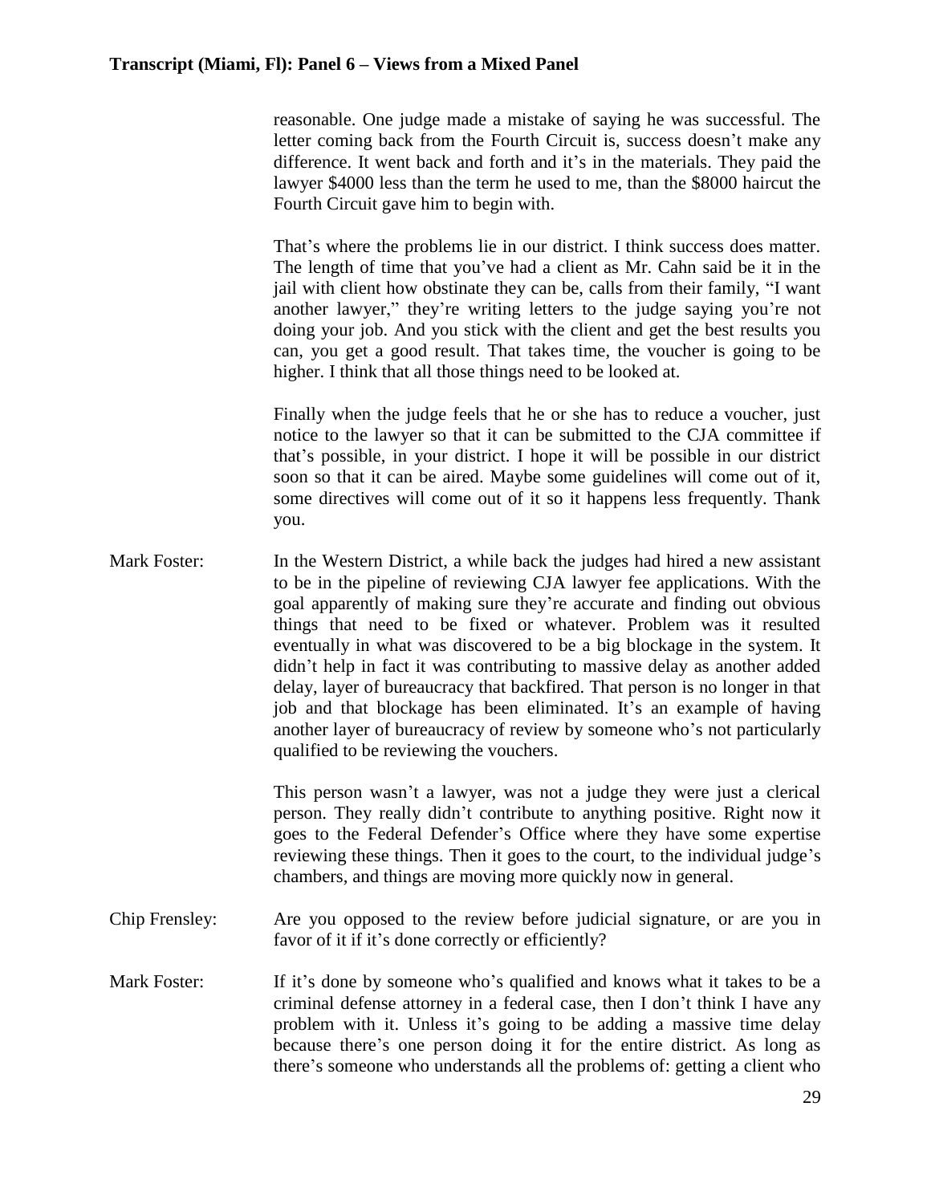reasonable. One judge made a mistake of saying he was successful. The letter coming back from the Fourth Circuit is, success doesn't make any difference. It went back and forth and it's in the materials. They paid the lawyer $4000 less than the term he used to me, than the $8000 haircut the Fourth Circuit gave him to begin with.

That's where the problems lie in our district. I think success does matter. The length of time that you've had a client as Mr. Cahn said be it in the jail with client how obstinate they can be, calls from their family, "I want another lawyer," they're writing letters to the judge saying you're not doing your job. And you stick with the client and get the best results you can, you get a good result. That takes time, the voucher is going to be higher. I think that all those things need to be looked at.

Finally when the judge feels that he or she has to reduce a voucher, just notice to the lawyer so that it can be submitted to the CJA committee if that's possible, in your district. I hope it will be possible in our district soon so that it can be aired. Maybe some guidelines will come out of it, some directives will come out of it so it happens less frequently. Thank you.

Mark Foster: In the Western District, a while back the judges had hired a new assistant to be in the pipeline of reviewing CJA lawyer fee applications. With the goal apparently of making sure they're accurate and finding out obvious things that need to be fixed or whatever. Problem was it resulted eventually in what was discovered to be a big blockage in the system. It didn't help in fact it was contributing to massive delay as another added delay, layer of bureaucracy that backfired. That person is no longer in that job and that blockage has been eliminated. It's an example of having another layer of bureaucracy of review by someone who's not particularly qualified to be reviewing the vouchers.

This person wasn't a lawyer, was not a judge they were just a clerical person. They really didn't contribute to anything positive. Right now it goes to the Federal Defender's Office where they have some expertise reviewing these things. Then it goes to the court, to the individual judge's chambers, and things are moving more quickly now in general.

Chip Frensley: Are you opposed to the review before judicial signature, or are you in favor of it if it's done correctly or efficiently?

Mark Foster: If it's done by someone who's qualified and knows what it takes to be a criminal defense attorney in a federal case, then I don't think I have any problem with it. Unless it's going to be adding a massive time delay because there's one person doing it for the entire district. As long as there's someone who understands all the problems of: getting a client who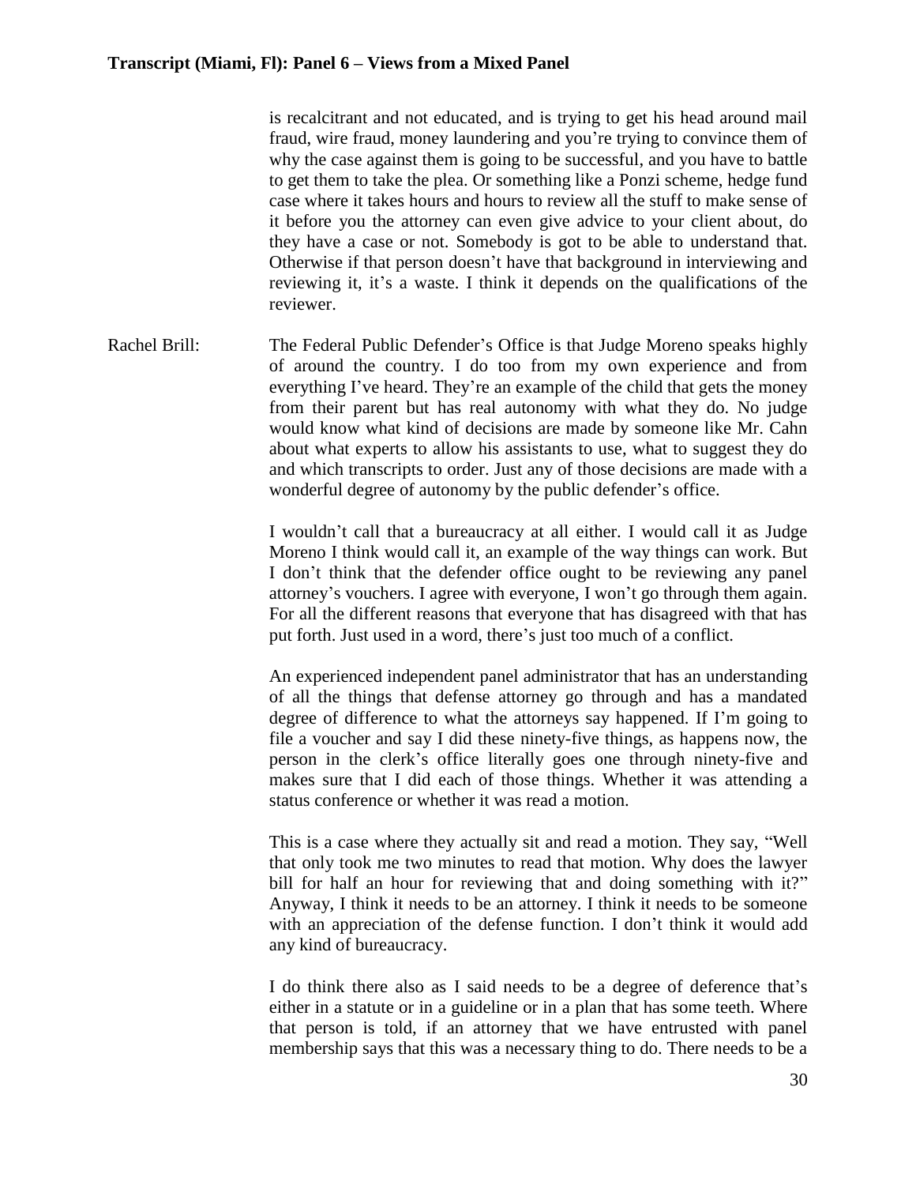is recalcitrant and not educated, and is trying to get his head around mail fraud, wire fraud, money laundering and you're trying to convince them of why the case against them is going to be successful, and you have to battle to get them to take the plea. Or something like a Ponzi scheme, hedge fund case where it takes hours and hours to review all the stuff to make sense of it before you the attorney can even give advice to your client about, do they have a case or not. Somebody is got to be able to understand that. Otherwise if that person doesn't have that background in interviewing and reviewing it, it's a waste. I think it depends on the qualifications of the reviewer.

Rachel Brill: The Federal Public Defender's Office is that Judge Moreno speaks highly of around the country. I do too from my own experience and from everything I've heard. They're an example of the child that gets the money from their parent but has real autonomy with what they do. No judge would know what kind of decisions are made by someone like Mr. Cahn about what experts to allow his assistants to use, what to suggest they do and which transcripts to order. Just any of those decisions are made with a wonderful degree of autonomy by the public defender's office.

I wouldn't call that a bureaucracy at all either. I would call it as Judge Moreno I think would call it, an example of the way things can work. But I don't think that the defender office ought to be reviewing any panel attorney's vouchers. I agree with everyone, I won't go through them again. For all the different reasons that everyone that has disagreed with that has put forth. Just used in a word, there's just too much of a conflict.

An experienced independent panel administrator that has an understanding of all the things that defense attorney go through and has a mandated degree of difference to what the attorneys say happened. If I'm going to file a voucher and say I did these ninety-five things, as happens now, the person in the clerk's office literally goes one through ninety-five and makes sure that I did each of those things. Whether it was attending a status conference or whether it was read a motion.

This is a case where they actually sit and read a motion. They say, "Well that only took me two minutes to read that motion. Why does the lawyer bill for half an hour for reviewing that and doing something with it?" Anyway, I think it needs to be an attorney. I think it needs to be someone with an appreciation of the defense function. I don't think it would add any kind of bureaucracy.

I do think there also as I said needs to be a degree of deference that's either in a statute or in a guideline or in a plan that has some teeth. Where that person is told, if an attorney that we have entrusted with panel membership says that this was a necessary thing to do. There needs to be a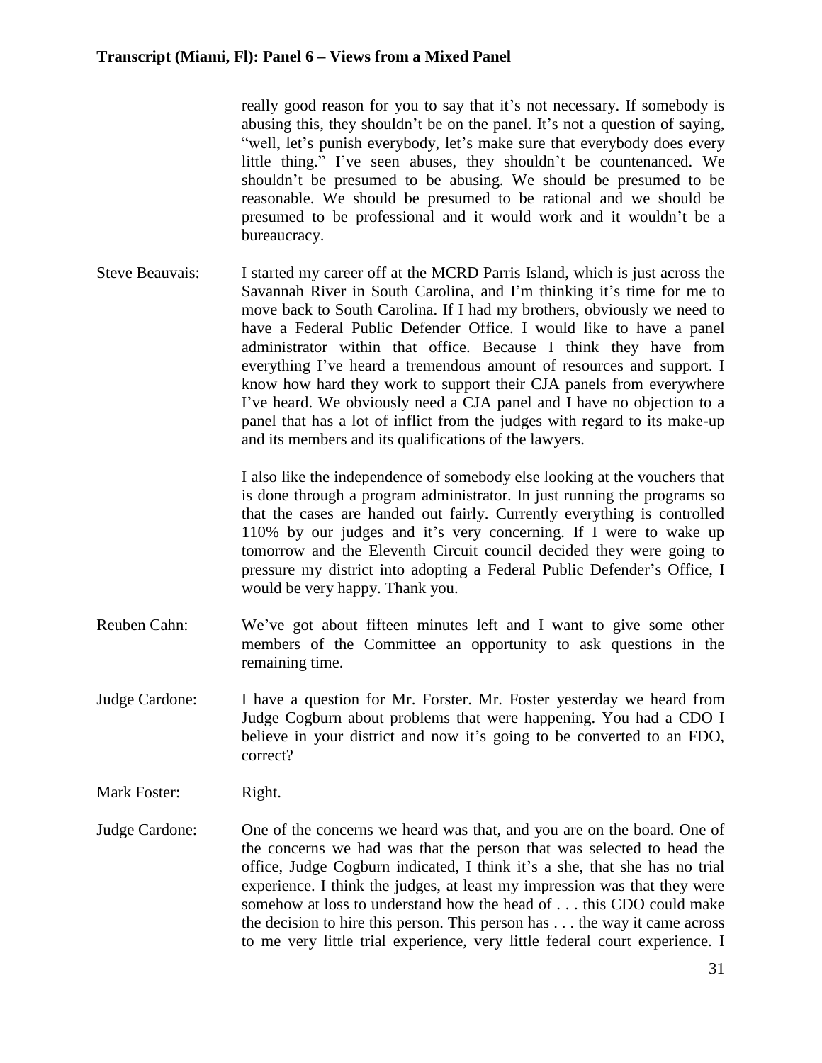really good reason for you to say that it's not necessary. If somebody is abusing this, they shouldn't be on the panel. It's not a question of saying, "well, let's punish everybody, let's make sure that everybody does every little thing." I've seen abuses, they shouldn't be countenanced. We shouldn't be presumed to be abusing. We should be presumed to be reasonable. We should be presumed to be rational and we should be presumed to be professional and it would work and it wouldn't be a bureaucracy.

Steve Beauvais: I started my career off at the MCRD Parris Island, which is just across the Savannah River in South Carolina, and I'm thinking it's time for me to move back to South Carolina. If I had my brothers, obviously we need to have a Federal Public Defender Office. I would like to have a panel administrator within that office. Because I think they have from everything I've heard a tremendous amount of resources and support. I know how hard they work to support their CJA panels from everywhere I've heard. We obviously need a CJA panel and I have no objection to a panel that has a lot of inflict from the judges with regard to its make-up and its members and its qualifications of the lawyers.

I also like the independence of somebody else looking at the vouchers that is done through a program administrator. In just running the programs so that the cases are handed out fairly. Currently everything is controlled 110% by our judges and it's very concerning. If I were to wake up tomorrow and the Eleventh Circuit council decided they were going to pressure my district into adopting a Federal Public Defender's Office, I would be very happy. Thank you.

Reuben Cahn: We've got about fifteen minutes left and I want to give some other members of the Committee an opportunity to ask questions in the remaining time.

Judge Cardone: I have a question for Mr. Forster. Mr. Foster yesterday we heard from Judge Cogburn about problems that were happening. You had a CDO I believe in your district and now it's going to be converted to an FDO, correct?

Mark Foster: Right.

Judge Cardone: One of the concerns we heard was that, and you are on the board. One of the concerns we had was that the person that was selected to head the office, Judge Cogburn indicated, I think it's a she, that she has no trial experience. I think the judges, at least my impression was that they were somehow at loss to understand how the head of . . . this CDO could make the decision to hire this person. This person has . . . the way it came across to me very little trial experience, very little federal court experience. I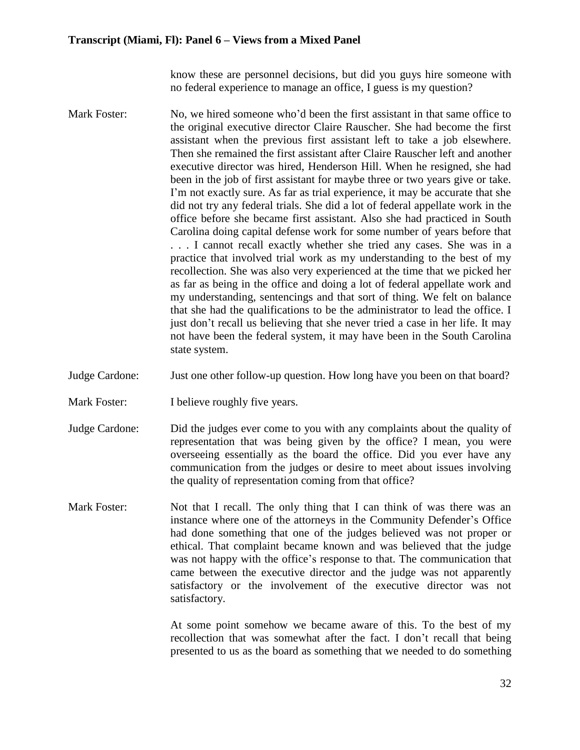know these are personnel decisions, but did you guys hire someone with no federal experience to manage an office, I guess is my question?

**Mark Foster:** No, we hired someone who'd been the first assistant in that same office to the original executive director Claire Rauscher. She had become the first assistant when the previous first assistant left to take a job elsewhere. Then she remained the first assistant after Claire Rauscher left and another executive director was hired, Henderson Hill. When he resigned, she had been in the job of first assistant for maybe three or two years give or take. I'm not exactly sure. As far as trial experience, it may be accurate that she did not try any federal trials. She did a lot of federal appellate work in the office before she became first assistant. Also she had practiced in South Carolina doing capital defense work for some number of years before that . . . I cannot recall exactly whether she tried any cases. She was in a practice that involved trial work as my understanding to the best of my recollection. She was also very experienced at the time that we picked her as far as being in the office and doing a lot of federal appellate work and my understanding, sentencings and that sort of thing. We felt on balance that she had the qualifications to be the administrator to lead the office. I just don't recall us believing that she never tried a case in her life. It may not have been the federal system, it may have been in the South Carolina state system.

**Judge Cardone:** Just one other follow-up question. How long have you been on that board?

**Mark Foster:** I believe roughly five years.

**Judge Cardone:** Did the judges ever come to you with any complaints about the quality of representation that was being given by the office? I mean, you were overseeing essentially as the board the office. Did you ever have any communication from the judges or desire to meet about issues involving the quality of representation coming from that office?

**Mark Foster:** Not that I recall. The only thing that I can think of was there was an instance where one of the attorneys in the Community Defender's Office had done something that one of the judges believed was not proper or ethical. That complaint became known and was believed that the judge was not happy with the office's response to that. The communication that came between the executive director and the judge was not apparently satisfactory or the involvement of the executive director was not satisfactory.

At some point somehow we became aware of this. To the best of my recollection that was somewhat after the fact. I don't recall that being presented to us as the board as something that we needed to do something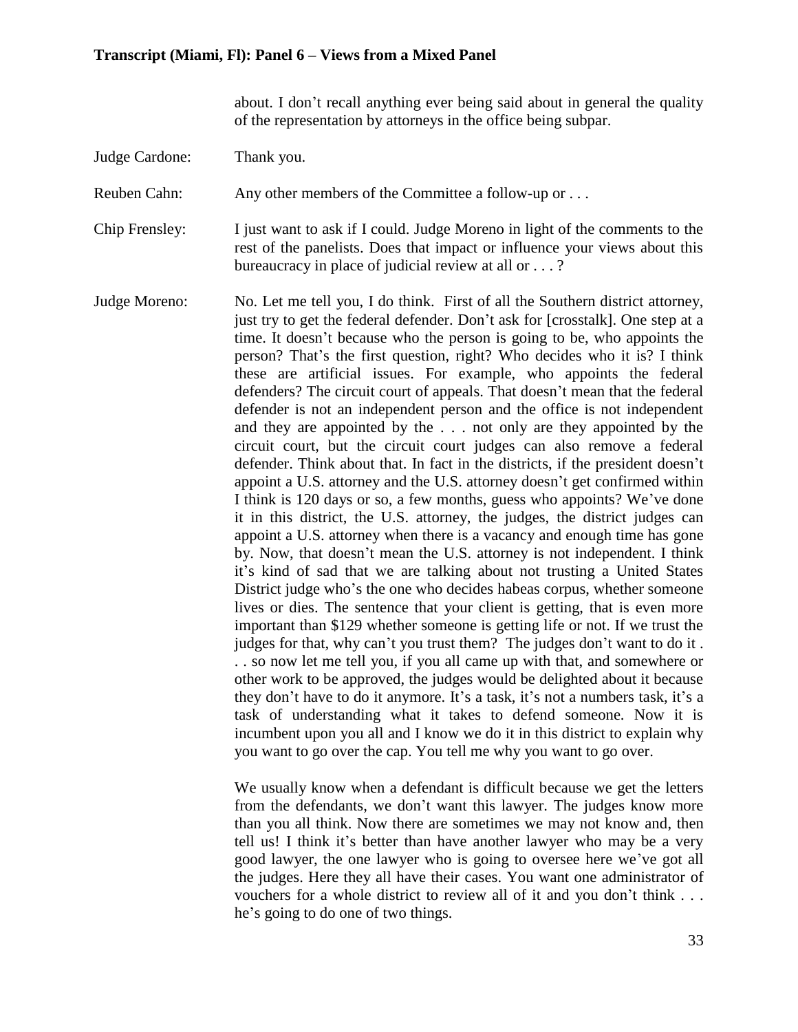about. I don't recall anything ever being said about in general the quality of the representation by attorneys in the office being subpar.

Judge Cardone: Thank you.

Reuben Cahn: Any other members of the Committee a follow-up or . . .

Chip Frensley: I just want to ask if I could. Judge Moreno in light of the comments to the rest of the panelists. Does that impact or influence your views about this bureaucracy in place of judicial review at all or . . . ?

Judge Moreno: No. Let me tell you, I do think. First of all the Southern district attorney, just try to get the federal defender. Don't ask for [crosstalk]. One step at a time. It doesn't because who the person is going to be, who appoints the person? That's the first question, right? Who decides who it is? I think these are artificial issues. For example, who appoints the federal defenders? The circuit court of appeals. That doesn't mean that the federal defender is not an independent person and the office is not independent and they are appointed by the . . . not only are they appointed by the circuit court, but the circuit court judges can also remove a federal defender. Think about that. In fact in the districts, if the president doesn't appoint a U.S. attorney and the U.S. attorney doesn't get confirmed within I think is 120 days or so, a few months, guess who appoints? We've done it in this district, the U.S. attorney, the judges, the district judges can appoint a U.S. attorney when there is a vacancy and enough time has gone by. Now, that doesn't mean the U.S. attorney is not independent. I think it's kind of sad that we are talking about not trusting a United States District judge who's the one who decides habeas corpus, whether someone lives or dies. The sentence that your client is getting, that is even more important than $129 whether someone is getting life or not. If we trust the judges for that, why can't you trust them? The judges don't want to do it . . . so now let me tell you, if you all came up with that, and somewhere or other work to be approved, the judges would be delighted about it because they don't have to do it anymore. It's a task, it's not a numbers task, it's a task of understanding what it takes to defend someone. Now it is incumbent upon you all and I know we do it in this district to explain why you want to go over the cap. You tell me why you want to go over.

We usually know when a defendant is difficult because we get the letters from the defendants, we don't want this lawyer. The judges know more than you all think. Now there are sometimes we may not know and, then tell us! I think it's better than have another lawyer who may be a very good lawyer, the one lawyer who is going to oversee here we've got all the judges. Here they all have their cases. You want one administrator of vouchers for a whole district to review all of it and you don't think . . . he's going to do one of two things.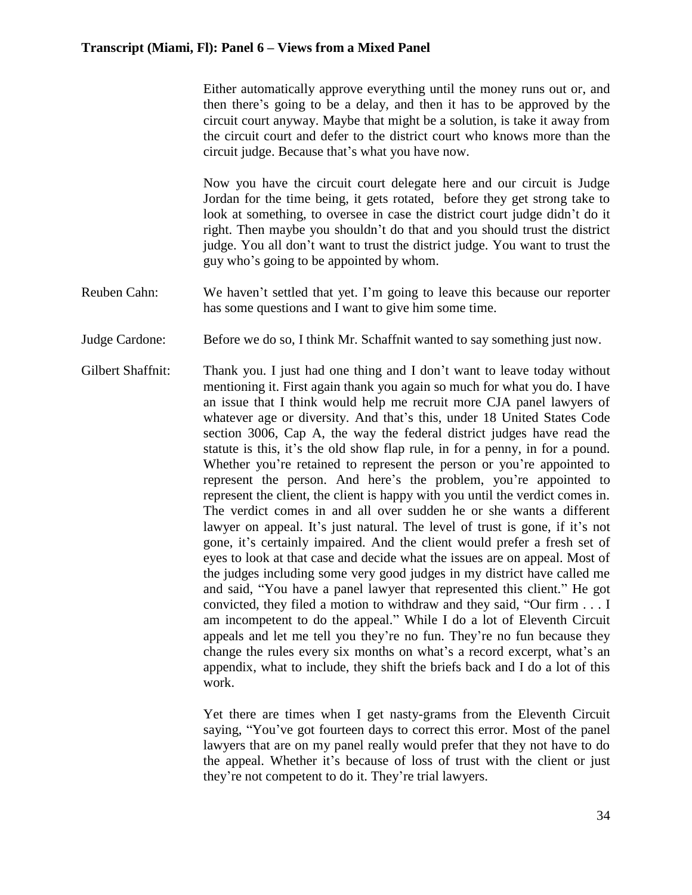Either automatically approve everything until the money runs out or, and then there's going to be a delay, and then it has to be approved by the circuit court anyway. Maybe that might be a solution, is take it away from the circuit court and defer to the district court who knows more than the circuit judge. Because that's what you have now.

Now you have the circuit court delegate here and our circuit is Judge Jordan for the time being, it gets rotated, before they get strong take to look at something, to oversee in case the district court judge didn't do it right. Then maybe you shouldn't do that and you should trust the district judge. You all don't want to trust the district judge. You want to trust the guy who's going to be appointed by whom.

Reuben Cahn: We haven't settled that yet. I'm going to leave this because our reporter has some questions and I want to give him some time.

Judge Cardone: Before we do so, I think Mr. Schaffnit wanted to say something just now.

Gilbert Shaffnit: Thank you. I just had one thing and I don't want to leave today without mentioning it. First again thank you again so much for what you do. I have an issue that I think would help me recruit more CJA panel lawyers of whatever age or diversity. And that's this, under 18 United States Code section 3006, Cap A, the way the federal district judges have read the statute is this, it's the old show flap rule, in for a penny, in for a pound. Whether you're retained to represent the person or you're appointed to represent the person. And here's the problem, you're appointed to represent the client, the client is happy with you until the verdict comes in. The verdict comes in and all over sudden he or she wants a different lawyer on appeal. It's just natural. The level of trust is gone, if it's not gone, it's certainly impaired. And the client would prefer a fresh set of eyes to look at that case and decide what the issues are on appeal. Most of the judges including some very good judges in my district have called me and said, "You have a panel lawyer that represented this client." He got convicted, they filed a motion to withdraw and they said, "Our firm . . . I am incompetent to do the appeal." While I do a lot of Eleventh Circuit appeals and let me tell you they're no fun. They're no fun because they change the rules every six months on what's a record excerpt, what's an appendix, what to include, they shift the briefs back and I do a lot of this work.

Yet there are times when I get nasty-grams from the Eleventh Circuit saying, "You've got fourteen days to correct this error. Most of the panel lawyers that are on my panel really would prefer that they not have to do the appeal. Whether it's because of loss of trust with the client or just they're not competent to do it. They're trial lawyers.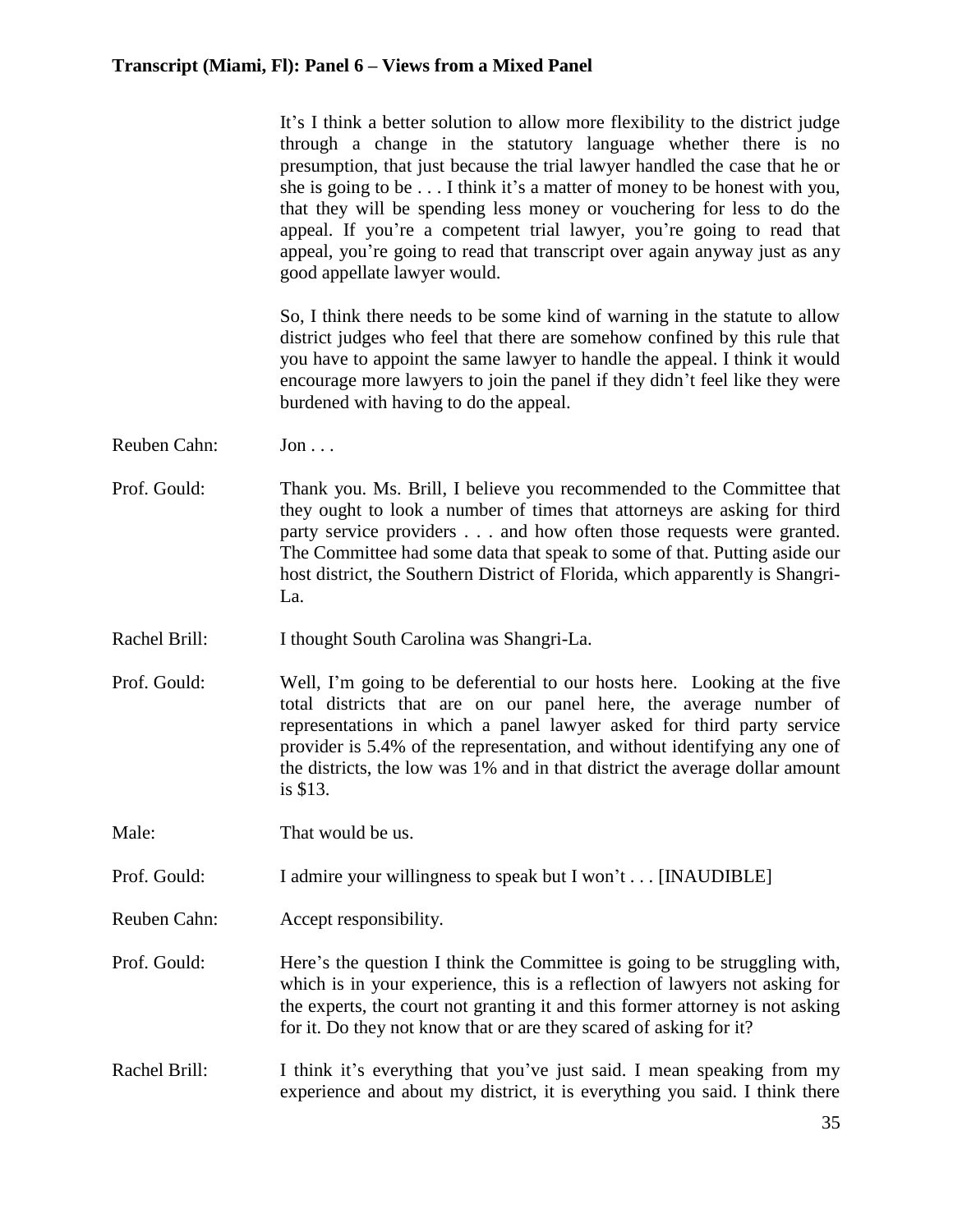It's I think a better solution to allow more flexibility to the district judge through a change in the statutory language whether there is no presumption, that just because the trial lawyer handled the case that he or she is going to be . . . I think it's a matter of money to be honest with you, that they will be spending less money or vouchering for less to do the appeal. If you're a competent trial lawyer, you're going to read that appeal, you're going to read that transcript over again anyway just as any good appellate lawyer would.

So, I think there needs to be some kind of warning in the statute to allow district judges who feel that there are somehow confined by this rule that you have to appoint the same lawyer to handle the appeal. I think it would encourage more lawyers to join the panel if they didn't feel like they were burdened with having to do the appeal.

Reuben Cahn: Jon . . .

Prof. Gould: Thank you. Ms. Brill, I believe you recommended to the Committee that they ought to look a number of times that attorneys are asking for third party service providers . . . and how often those requests were granted. The Committee had some data that speak to some of that. Putting aside our host district, the Southern District of Florida, which apparently is Shangri-La.

Rachel Brill: I thought South Carolina was Shangri-La.

Prof. Gould: Well, I'm going to be deferential to our hosts here. Looking at the five total districts that are on our panel here, the average number of representations in which a panel lawyer asked for third party service provider is 5.4% of the representation, and without identifying any one of the districts, the low was 1% and in that district the average dollar amount is $13.

Male: That would be us.

Prof. Gould: I admire your willingness to speak but I won't . . . [INAUDIBLE]

Reuben Cahn: Accept responsibility.

Prof. Gould: Here's the question I think the Committee is going to be struggling with, which is in your experience, this is a reflection of lawyers not asking for the experts, the court not granting it and this former attorney is not asking for it. Do they not know that or are they scared of asking for it?

Rachel Brill: I think it's everything that you've just said. I mean speaking from my experience and about my district, it is everything you said. I think there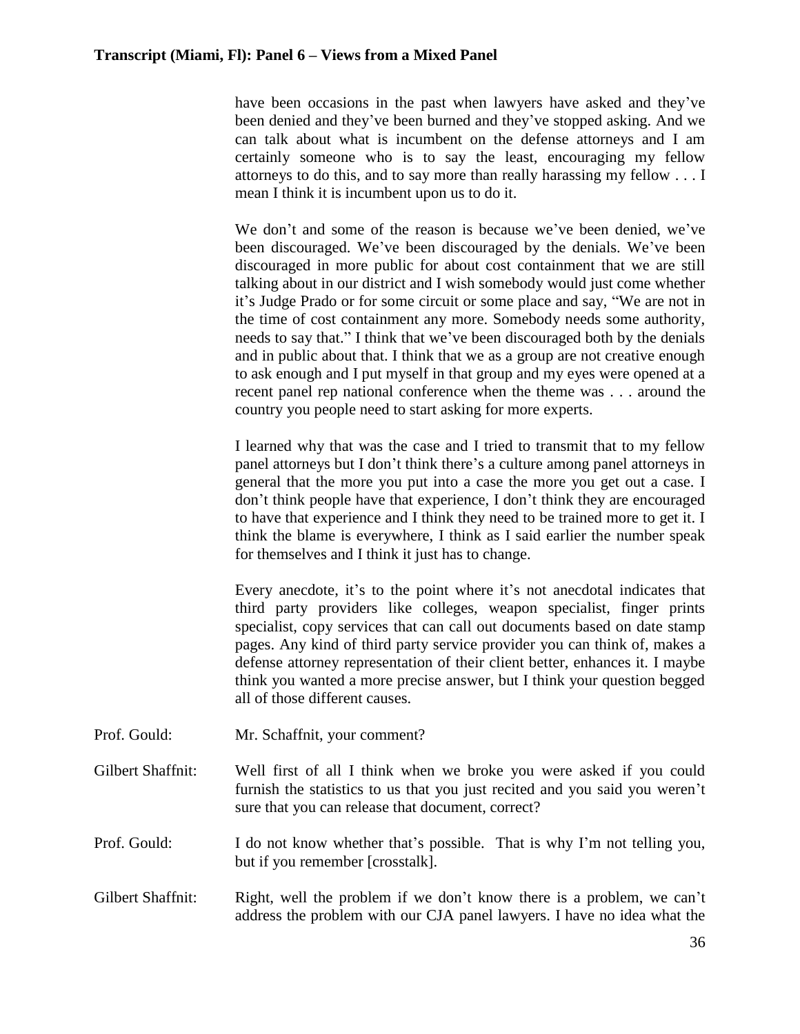have been occasions in the past when lawyers have asked and they've been denied and they've been burned and they've stopped asking. And we can talk about what is incumbent on the defense attorneys and I am certainly someone who is to say the least, encouraging my fellow attorneys to do this, and to say more than really harassing my fellow . . . I mean I think it is incumbent upon us to do it.

We don't and some of the reason is because we've been denied, we've been discouraged. We've been discouraged by the denials. We've been discouraged in more public for about cost containment that we are still talking about in our district and I wish somebody would just come whether it's Judge Prado or for some circuit or some place and say, "We are not in the time of cost containment any more. Somebody needs some authority, needs to say that." I think that we've been discouraged both by the denials and in public about that. I think that we as a group are not creative enough to ask enough and I put myself in that group and my eyes were opened at a recent panel rep national conference when the theme was . . . around the country you people need to start asking for more experts.

I learned why that was the case and I tried to transmit that to my fellow panel attorneys but I don't think there's a culture among panel attorneys in general that the more you put into a case the more you get out a case. I don't think people have that experience, I don't think they are encouraged to have that experience and I think they need to be trained more to get it. I think the blame is everywhere, I think as I said earlier the number speak for themselves and I think it just has to change.

Every anecdote, it's to the point where it's not anecdotal indicates that third party providers like colleges, weapon specialist, finger prints specialist, copy services that can call out documents based on date stamp pages. Any kind of third party service provider you can think of, makes a defense attorney representation of their client better, enhances it. I maybe think you wanted a more precise answer, but I think your question begged all of those different causes.

Prof. Gould: Mr. Schaffnit, your comment?

Gilbert Shaffnit: Well first of all I think when we broke you were asked if you could furnish the statistics to us that you just recited and you said you weren't sure that you can release that document, correct?

Prof. Gould: I do not know whether that's possible. That is why I'm not telling you, but if you remember [crosstalk].

Gilbert Shaffnit: Right, well the problem if we don't know there is a problem, we can't address the problem with our CJA panel lawyers. I have no idea what the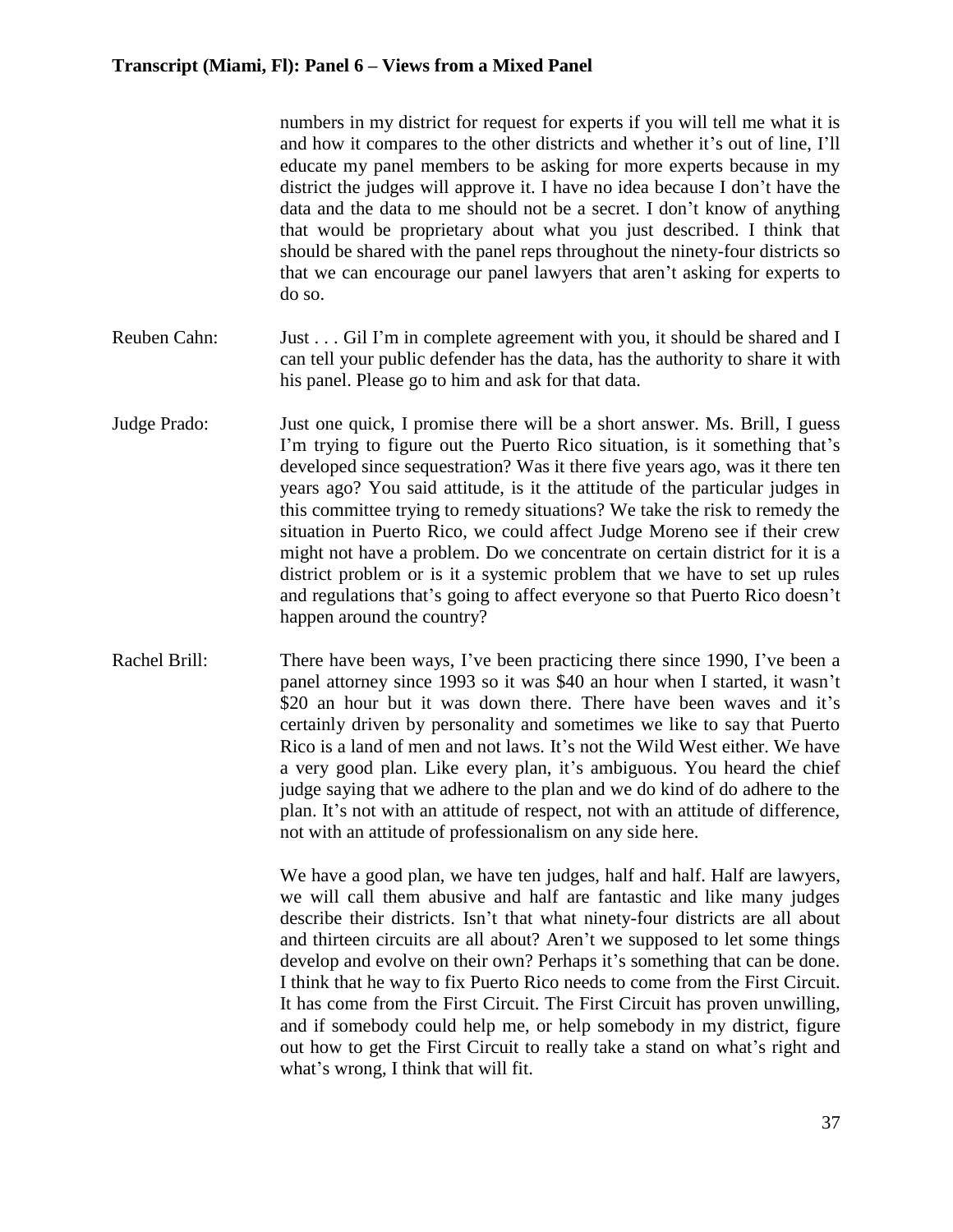numbers in my district for request for experts if you will tell me what it is and how it compares to the other districts and whether it's out of line, I'll educate my panel members to be asking for more experts because in my district the judges will approve it. I have no idea because I don't have the data and the data to me should not be a secret. I don't know of anything that would be proprietary about what you just described. I think that should be shared with the panel reps throughout the ninety-four districts so that we can encourage our panel lawyers that aren't asking for experts to do so.

Reuben Cahn: Just . . . Gil I'm in complete agreement with you, it should be shared and I can tell your public defender has the data, has the authority to share it with his panel. Please go to him and ask for that data.

Judge Prado: Just one quick, I promise there will be a short answer. Ms. Brill, I guess I'm trying to figure out the Puerto Rico situation, is it something that's developed since sequestration? Was it there five years ago, was it there ten years ago? You said attitude, is it the attitude of the particular judges in this committee trying to remedy situations? We take the risk to remedy the situation in Puerto Rico, we could affect Judge Moreno see if their crew might not have a problem. Do we concentrate on certain district for it is a district problem or is it a systemic problem that we have to set up rules and regulations that's going to affect everyone so that Puerto Rico doesn't happen around the country?

Rachel Brill: There have been ways, I've been practicing there since 1990, I've been a panel attorney since 1993 so it was $40 an hour when I started, it wasn't $20 an hour but it was down there. There have been waves and it's certainly driven by personality and sometimes we like to say that Puerto Rico is a land of men and not laws. It's not the Wild West either. We have a very good plan. Like every plan, it's ambiguous. You heard the chief judge saying that we adhere to the plan and we do kind of do adhere to the plan. It's not with an attitude of respect, not with an attitude of difference, not with an attitude of professionalism on any side here.

We have a good plan, we have ten judges, half and half. Half are lawyers, we will call them abusive and half are fantastic and like many judges describe their districts. Isn't that what ninety-four districts are all about and thirteen circuits are all about? Aren't we supposed to let some things develop and evolve on their own? Perhaps it's something that can be done. I think that he way to fix Puerto Rico needs to come from the First Circuit. It has come from the First Circuit. The First Circuit has proven unwilling, and if somebody could help me, or help somebody in my district, figure out how to get the First Circuit to really take a stand on what's right and what's wrong, I think that will fit.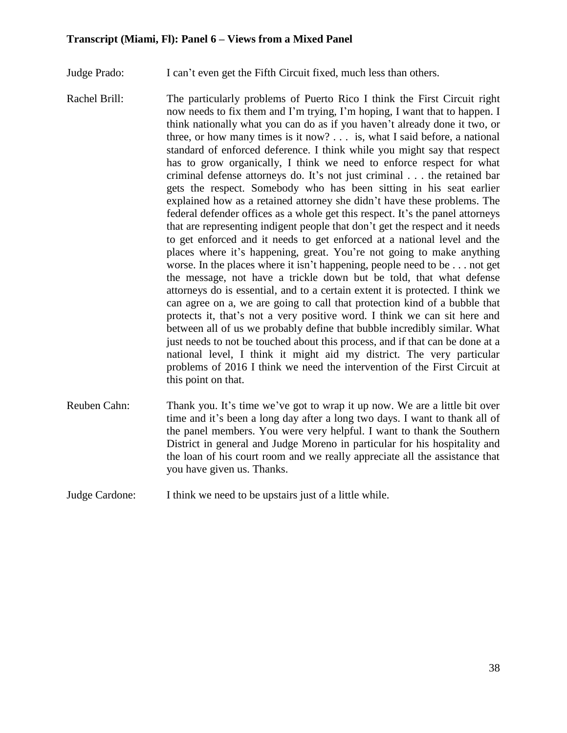**Transcript (Miami, Fl): Panel 6 – Views from a Mixed Panel**

Judge Prado: I can't even get the Fifth Circuit fixed, much less than others.

Rachel Brill: The particularly problems of Puerto Rico I think the First Circuit right now needs to fix them and I'm trying, I'm hoping, I want that to happen. I think nationally what you can do as if you haven't already done it two, or three, or how many times is it now? . . . is, what I said before, a national standard of enforced deference. I think while you might say that respect has to grow organically, I think we need to enforce respect for what criminal defense attorneys do. It's not just criminal . . . the retained bar gets the respect. Somebody who has been sitting in his seat earlier explained how as a retained attorney she didn't have these problems. The federal defender offices as a whole get this respect. It's the panel attorneys that are representing indigent people that don't get the respect and it needs to get enforced and it needs to get enforced at a national level and the places where it's happening, great. You're not going to make anything worse. In the places where it isn't happening, people need to be . . . not get the message, not have a trickle down but be told, that what defense attorneys do is essential, and to a certain extent it is protected. I think we can agree on a, we are going to call that protection kind of a bubble that protects it, that's not a very positive word. I think we can sit here and between all of us we probably define that bubble incredibly similar. What just needs to not be touched about this process, and if that can be done at a national level, I think it might aid my district. The very particular problems of 2016 I think we need the intervention of the First Circuit at this point on that.

Reuben Cahn: Thank you. It's time we've got to wrap it up now. We are a little bit over time and it's been a long day after a long two days. I want to thank all of the panel members. You were very helpful. I want to thank the Southern District in general and Judge Moreno in particular for his hospitality and the loan of his court room and we really appreciate all the assistance that you have given us. Thanks.

Judge Cardone: I think we need to be upstairs just of a little while.